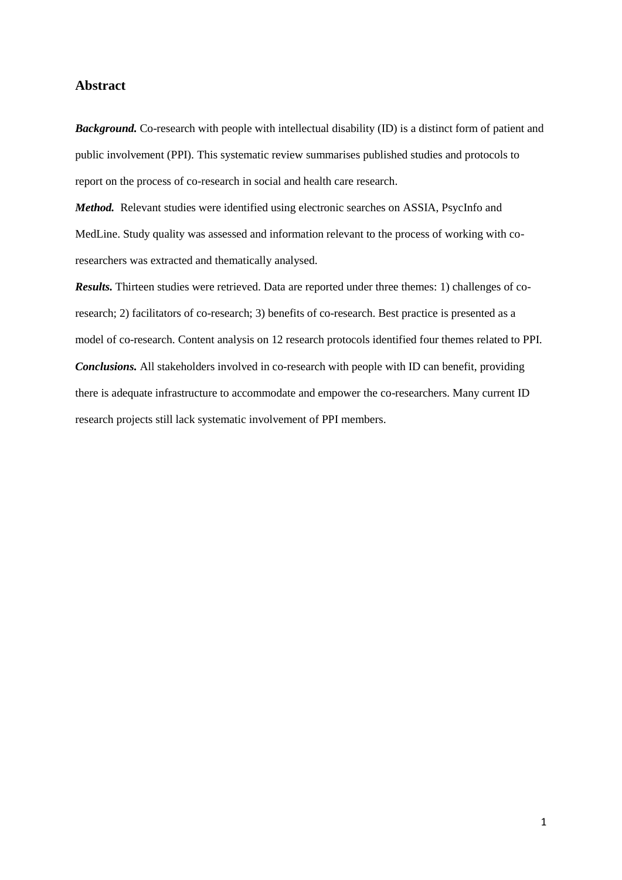## Abstract

***Background.*** Co-research with people with intellectual disability (ID) is a distinct form of patient and public involvement (PPI). This systematic review summarises published studies and protocols to report on the process of co-research in social and health care research.

***Method.*** Relevant studies were identified using electronic searches on ASSIA, PsycInfo and MedLine. Study quality was assessed and information relevant to the process of working with co-researchers was extracted and thematically analysed.

***Results.*** Thirteen studies were retrieved. Data are reported under three themes: 1) challenges of co-research; 2) facilitators of co-research; 3) benefits of co-research. Best practice is presented as a model of co-research. Content analysis on 12 research protocols identified four themes related to PPI.

***Conclusions.*** All stakeholders involved in co-research with people with ID can benefit, providing there is adequate infrastructure to accommodate and empower the co-researchers. Many current ID research projects still lack systematic involvement of PPI members.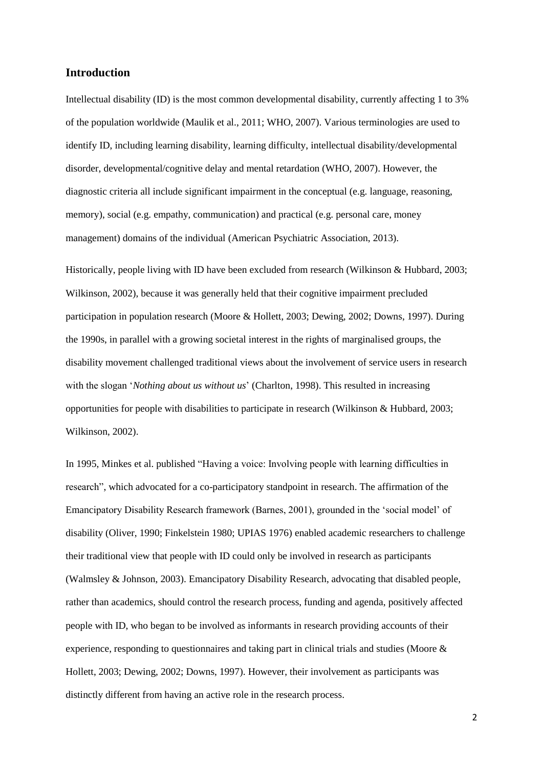## Introduction

Intellectual disability (ID) is the most common developmental disability, currently affecting 1 to 3% of the population worldwide (Maulik et al., 2011; WHO, 2007). Various terminologies are used to identify ID, including learning disability, learning difficulty, intellectual disability/developmental disorder, developmental/cognitive delay and mental retardation (WHO, 2007). However, the diagnostic criteria all include significant impairment in the conceptual (e.g. language, reasoning, memory), social (e.g. empathy, communication) and practical (e.g. personal care, money management) domains of the individual (American Psychiatric Association, 2013).

Historically, people living with ID have been excluded from research (Wilkinson & Hubbard, 2003; Wilkinson, 2002), because it was generally held that their cognitive impairment precluded participation in population research (Moore & Hollett, 2003; Dewing, 2002; Downs, 1997). During the 1990s, in parallel with a growing societal interest in the rights of marginalised groups, the disability movement challenged traditional views about the involvement of service users in research with the slogan '*Nothing about us without us*' (Charlton, 1998). This resulted in increasing opportunities for people with disabilities to participate in research (Wilkinson & Hubbard, 2003; Wilkinson, 2002).

In 1995, Minkes et al. published "Having a voice: Involving people with learning difficulties in research", which advocated for a co-participatory standpoint in research. The affirmation of the Emancipatory Disability Research framework (Barnes, 2001), grounded in the 'social model' of disability (Oliver, 1990; Finkelstein 1980; UPIAS 1976) enabled academic researchers to challenge their traditional view that people with ID could only be involved in research as participants (Walmsley & Johnson, 2003). Emancipatory Disability Research, advocating that disabled people, rather than academics, should control the research process, funding and agenda, positively affected people with ID, who began to be involved as informants in research providing accounts of their experience, responding to questionnaires and taking part in clinical trials and studies (Moore & Hollett, 2003; Dewing, 2002; Downs, 1997). However, their involvement as participants was distinctly different from having an active role in the research process.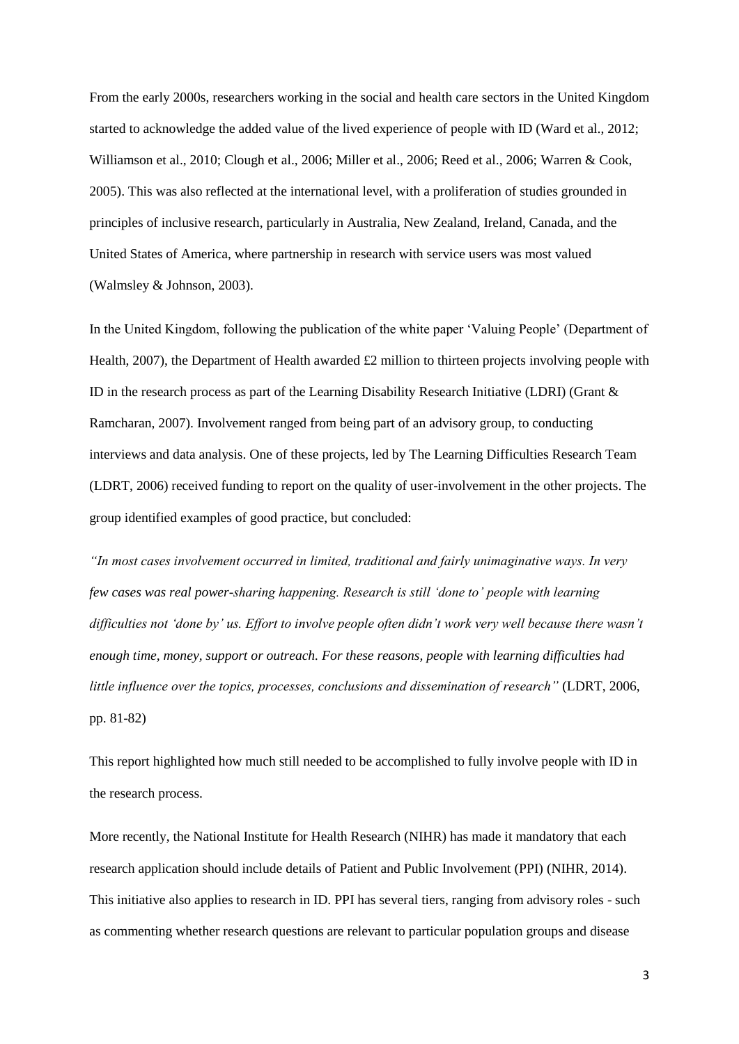From the early 2000s, researchers working in the social and health care sectors in the United Kingdom started to acknowledge the added value of the lived experience of people with ID (Ward et al., 2012; Williamson et al., 2010; Clough et al., 2006; Miller et al., 2006; Reed et al., 2006; Warren & Cook, 2005). This was also reflected at the international level, with a proliferation of studies grounded in principles of inclusive research, particularly in Australia, New Zealand, Ireland, Canada, and the United States of America, where partnership in research with service users was most valued (Walmsley & Johnson, 2003).

In the United Kingdom, following the publication of the white paper 'Valuing People' (Department of Health, 2007), the Department of Health awarded £2 million to thirteen projects involving people with ID in the research process as part of the Learning Disability Research Initiative (LDRI) (Grant & Ramcharan, 2007). Involvement ranged from being part of an advisory group, to conducting interviews and data analysis. One of these projects, led by The Learning Difficulties Research Team (LDRT, 2006) received funding to report on the quality of user-involvement in the other projects. The group identified examples of good practice, but concluded:

*"In most cases involvement occurred in limited, traditional and fairly unimaginative ways. In very few cases was real power-sharing happening. Research is still 'done to' people with learning difficulties not 'done by' us. Effort to involve people often didn't work very well because there wasn't enough time, money, support or outreach. For these reasons, people with learning difficulties had little influence over the topics, processes, conclusions and dissemination of research"* (LDRT, 2006, pp. 81-82)

This report highlighted how much still needed to be accomplished to fully involve people with ID in the research process.

More recently, the National Institute for Health Research (NIHR) has made it mandatory that each research application should include details of Patient and Public Involvement (PPI) (NIHR, 2014). This initiative also applies to research in ID. PPI has several tiers, ranging from advisory roles - such as commenting whether research questions are relevant to particular population groups and disease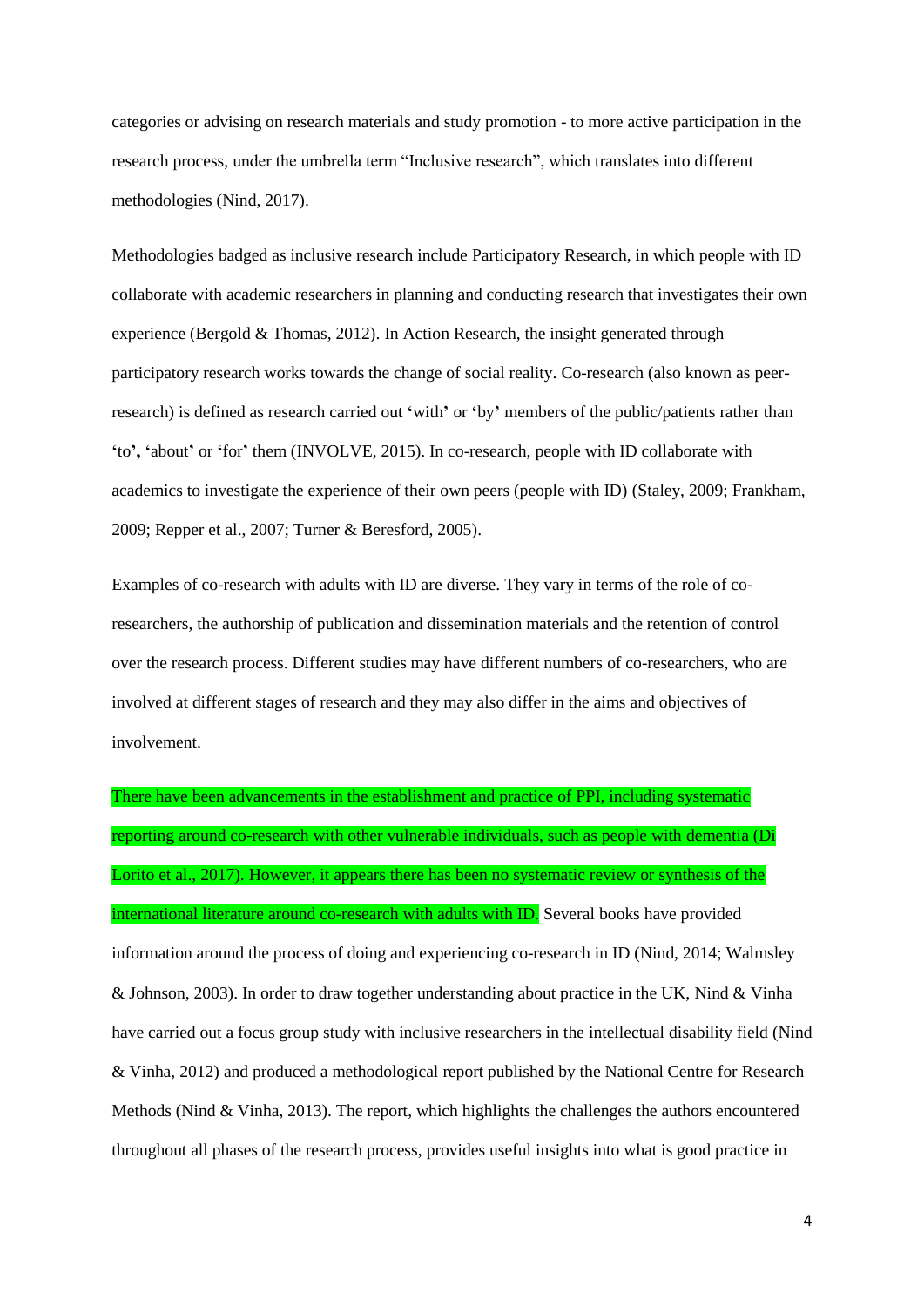categories or advising on research materials and study promotion - to more active participation in the research process, under the umbrella term "Inclusive research", which translates into different methodologies (Nind, 2017).

Methodologies badged as inclusive research include Participatory Research, in which people with ID collaborate with academic researchers in planning and conducting research that investigates their own experience (Bergold & Thomas, 2012). In Action Research, the insight generated through participatory research works towards the change of social reality. Co-research (also known as peer-research) is defined as research carried out 'with' or 'by' members of the public/patients rather than 'to', 'about' or 'for' them (INVOLVE, 2015). In co-research, people with ID collaborate with academics to investigate the experience of their own peers (people with ID) (Staley, 2009; Frankham, 2009; Repper et al., 2007; Turner & Beresford, 2005).

Examples of co-research with adults with ID are diverse. They vary in terms of the role of co-researchers, the authorship of publication and dissemination materials and the retention of control over the research process. Different studies may have different numbers of co-researchers, who are involved at different stages of research and they may also differ in the aims and objectives of involvement.

There have been advancements in the establishment and practice of PPI, including systematic reporting around co-research with other vulnerable individuals, such as people with dementia (Di Lorito et al., 2017). However, it appears there has been no systematic review or synthesis of the international literature around co-research with adults with ID. Several books have provided information around the process of doing and experiencing co-research in ID (Nind, 2014; Walmsley & Johnson, 2003). In order to draw together understanding about practice in the UK, Nind & Vinha have carried out a focus group study with inclusive researchers in the intellectual disability field (Nind & Vinha, 2012) and produced a methodological report published by the National Centre for Research Methods (Nind & Vinha, 2013). The report, which highlights the challenges the authors encountered throughout all phases of the research process, provides useful insights into what is good practice in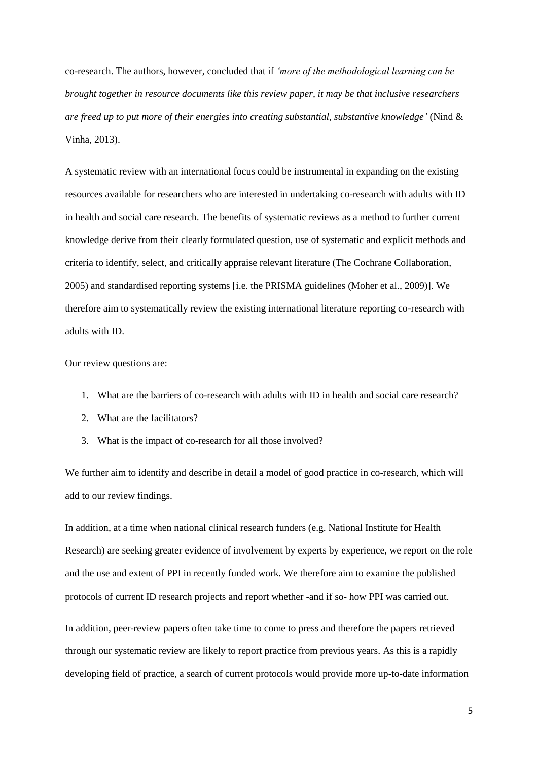co-research. The authors, however, concluded that if *'more of the methodological learning can be brought together in resource documents like this review paper, it may be that inclusive researchers are freed up to put more of their energies into creating substantial, substantive knowledge'* (Nind & Vinha, 2013).

A systematic review with an international focus could be instrumental in expanding on the existing resources available for researchers who are interested in undertaking co-research with adults with ID in health and social care research. The benefits of systematic reviews as a method to further current knowledge derive from their clearly formulated question, use of systematic and explicit methods and criteria to identify, select, and critically appraise relevant literature (The Cochrane Collaboration, 2005) and standardised reporting systems [i.e. the PRISMA guidelines (Moher et al., 2009)]. We therefore aim to systematically review the existing international literature reporting co-research with adults with ID.

Our review questions are:

1. What are the barriers of co-research with adults with ID in health and social care research?
2. What are the facilitators?
3. What is the impact of co-research for all those involved?

We further aim to identify and describe in detail a model of good practice in co-research, which will add to our review findings.

In addition, at a time when national clinical research funders (e.g. National Institute for Health Research) are seeking greater evidence of involvement by experts by experience, we report on the role and the use and extent of PPI in recently funded work. We therefore aim to examine the published protocols of current ID research projects and report whether -and if so- how PPI was carried out.

In addition, peer-review papers often take time to come to press and therefore the papers retrieved through our systematic review are likely to report practice from previous years. As this is a rapidly developing field of practice, a search of current protocols would provide more up-to-date information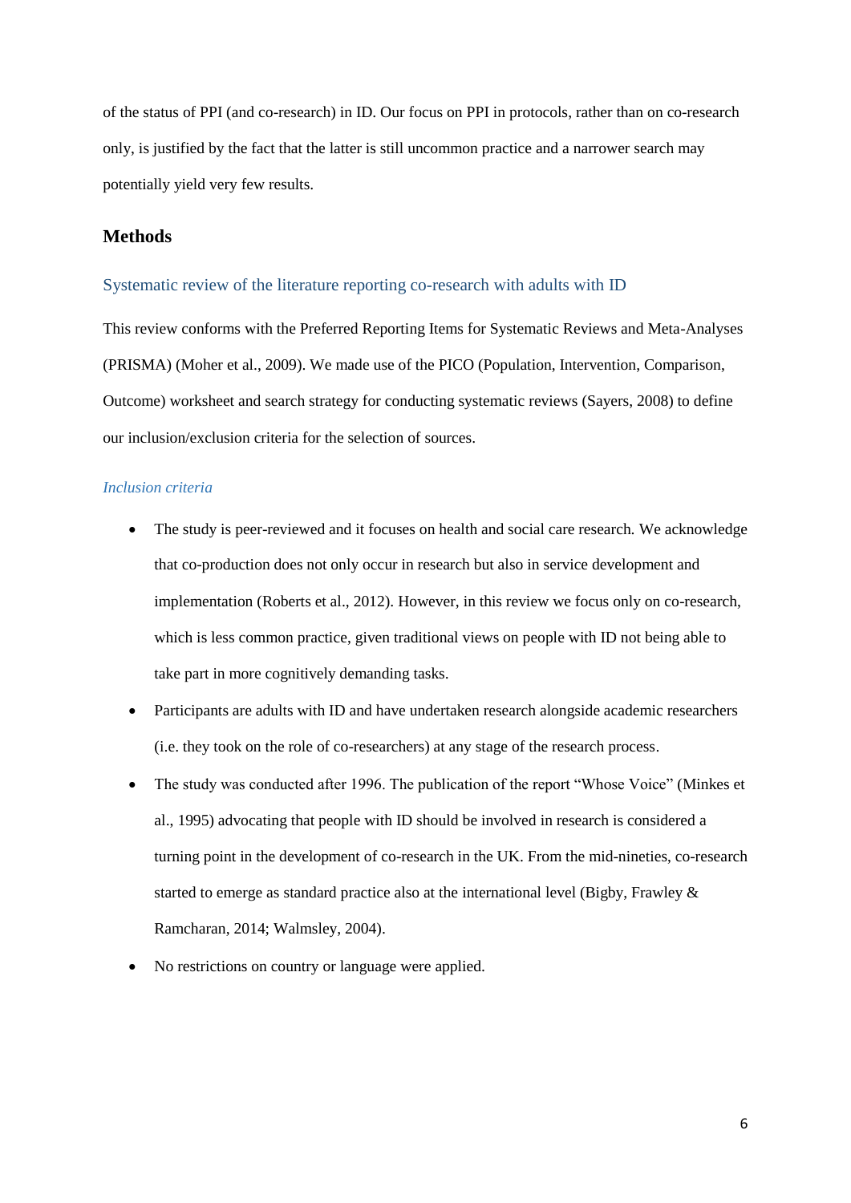of the status of PPI (and co-research) in ID. Our focus on PPI in protocols, rather than on co-research only, is justified by the fact that the latter is still uncommon practice and a narrower search may potentially yield very few results.

## Methods

### Systematic review of the literature reporting co-research with adults with ID

This review conforms with the Preferred Reporting Items for Systematic Reviews and Meta-Analyses (PRISMA) (Moher et al., 2009). We made use of the PICO (Population, Intervention, Comparison, Outcome) worksheet and search strategy for conducting systematic reviews (Sayers, 2008) to define our inclusion/exclusion criteria for the selection of sources.

#### *Inclusion criteria*

- The study is peer-reviewed and it focuses on health and social care research. We acknowledge that co-production does not only occur in research but also in service development and implementation (Roberts et al., 2012). However, in this review we focus only on co-research, which is less common practice, given traditional views on people with ID not being able to take part in more cognitively demanding tasks.
- Participants are adults with ID and have undertaken research alongside academic researchers (i.e. they took on the role of co-researchers) at any stage of the research process.
- The study was conducted after 1996. The publication of the report "Whose Voice" (Minkes et al., 1995) advocating that people with ID should be involved in research is considered a turning point in the development of co-research in the UK. From the mid-nineties, co-research started to emerge as standard practice also at the international level (Bigby, Frawley & Ramcharan, 2014; Walmsley, 2004).
- No restrictions on country or language were applied.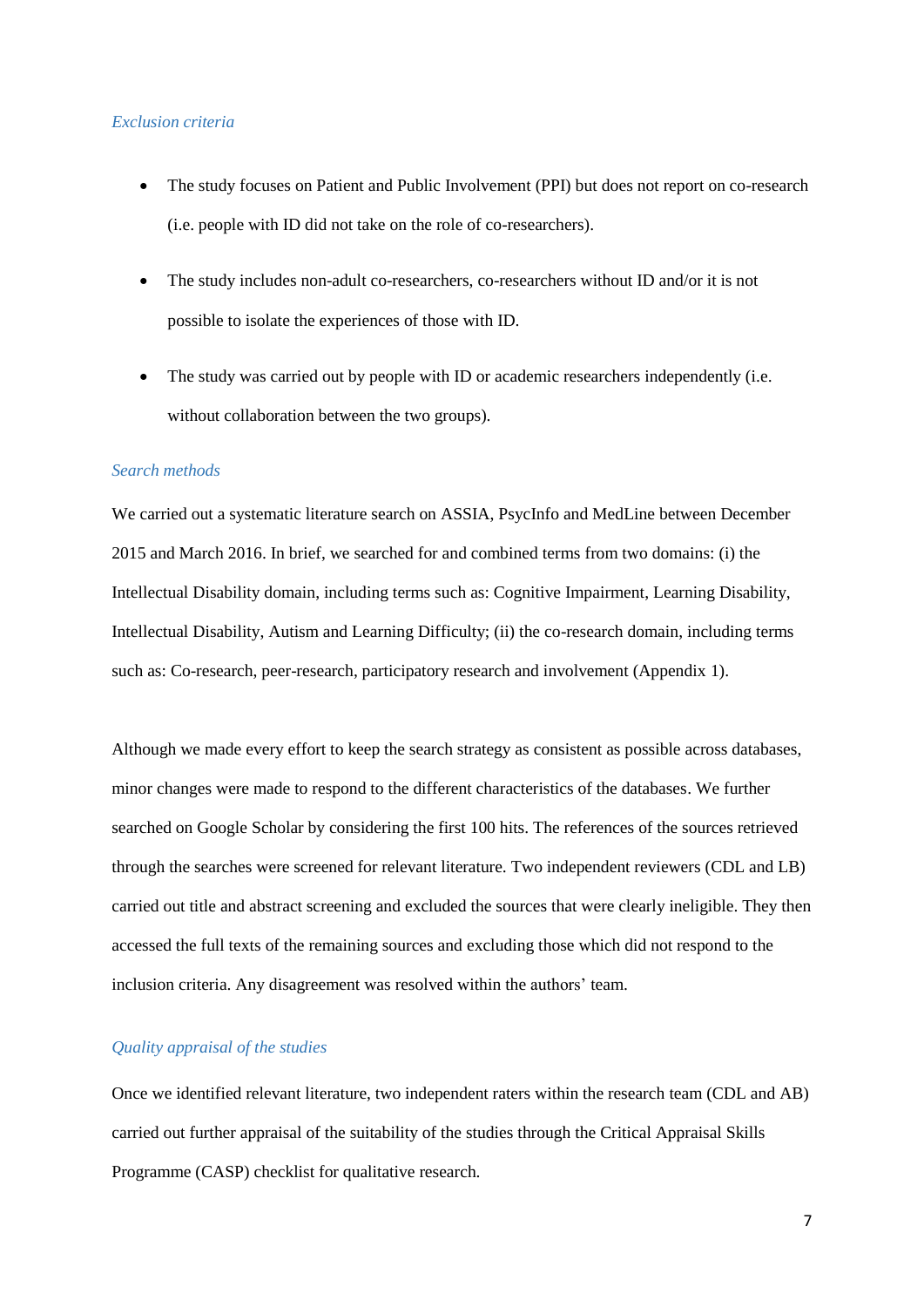### *Exclusion criteria*

- The study focuses on Patient and Public Involvement (PPI) but does not report on co-research (i.e. people with ID did not take on the role of co-researchers).
- The study includes non-adult co-researchers, co-researchers without ID and/or it is not possible to isolate the experiences of those with ID.
- The study was carried out by people with ID or academic researchers independently (i.e. without collaboration between the two groups).

### *Search methods*

We carried out a systematic literature search on ASSIA, PsycInfo and MedLine between December 2015 and March 2016. In brief, we searched for and combined terms from two domains: (i) the Intellectual Disability domain, including terms such as: Cognitive Impairment, Learning Disability, Intellectual Disability, Autism and Learning Difficulty; (ii) the co-research domain, including terms such as: Co-research, peer-research, participatory research and involvement (Appendix 1).

Although we made every effort to keep the search strategy as consistent as possible across databases, minor changes were made to respond to the different characteristics of the databases. We further searched on Google Scholar by considering the first 100 hits. The references of the sources retrieved through the searches were screened for relevant literature. Two independent reviewers (CDL and LB) carried out title and abstract screening and excluded the sources that were clearly ineligible. They then accessed the full texts of the remaining sources and excluding those which did not respond to the inclusion criteria. Any disagreement was resolved within the authors' team.

### *Quality appraisal of the studies*

Once we identified relevant literature, two independent raters within the research team (CDL and AB) carried out further appraisal of the suitability of the studies through the Critical Appraisal Skills Programme (CASP) checklist for qualitative research.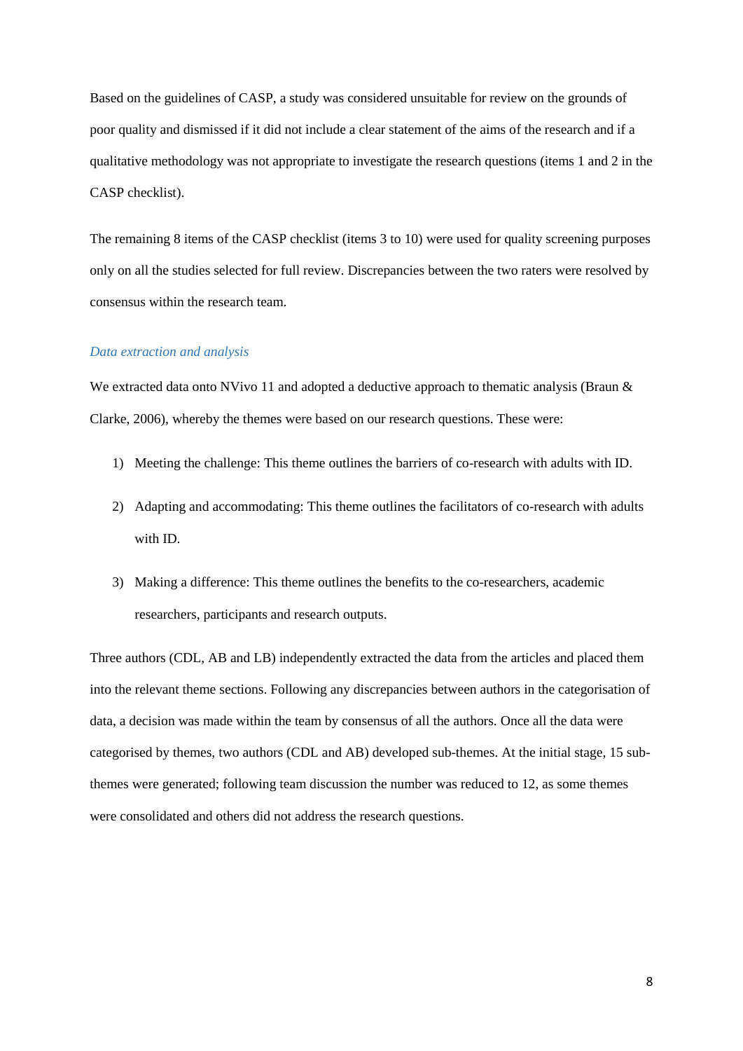Based on the guidelines of CASP, a study was considered unsuitable for review on the grounds of poor quality and dismissed if it did not include a clear statement of the aims of the research and if a qualitative methodology was not appropriate to investigate the research questions (items 1 and 2 in the CASP checklist).

The remaining 8 items of the CASP checklist (items 3 to 10) were used for quality screening purposes only on all the studies selected for full review. Discrepancies between the two raters were resolved by consensus within the research team.

### *Data extraction and analysis*

We extracted data onto NVivo 11 and adopted a deductive approach to thematic analysis (Braun & Clarke, 2006), whereby the themes were based on our research questions. These were:

1) Meeting the challenge: This theme outlines the barriers of co-research with adults with ID.
2) Adapting and accommodating: This theme outlines the facilitators of co-research with adults with ID.
3) Making a difference: This theme outlines the benefits to the co-researchers, academic researchers, participants and research outputs.

Three authors (CDL, AB and LB) independently extracted the data from the articles and placed them into the relevant theme sections. Following any discrepancies between authors in the categorisation of data, a decision was made within the team by consensus of all the authors. Once all the data were categorised by themes, two authors (CDL and AB) developed sub-themes. At the initial stage, 15 sub-themes were generated; following team discussion the number was reduced to 12, as some themes were consolidated and others did not address the research questions.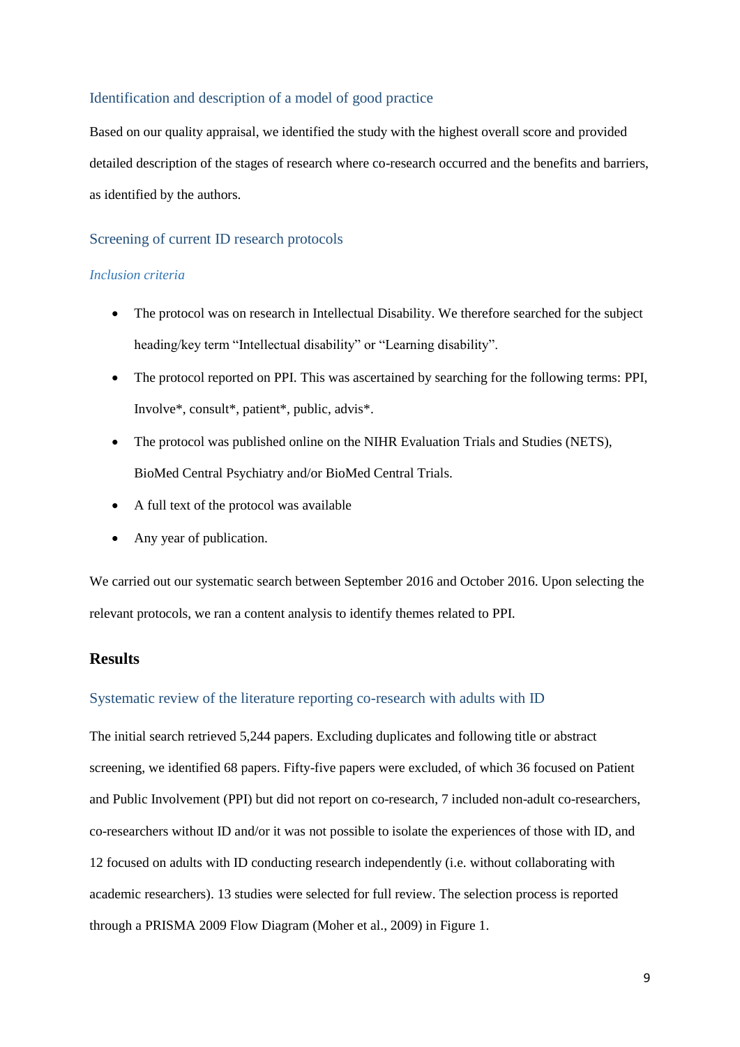## Identification and description of a model of good practice

Based on our quality appraisal, we identified the study with the highest overall score and provided detailed description of the stages of research where co-research occurred and the benefits and barriers, as identified by the authors.

## Screening of current ID research protocols

### *Inclusion criteria*

- The protocol was on research in Intellectual Disability. We therefore searched for the subject heading/key term "Intellectual disability" or "Learning disability".
- The protocol reported on PPI. This was ascertained by searching for the following terms: PPI, Involve*, consult*, patient*, public, advis*.
- The protocol was published online on the NIHR Evaluation Trials and Studies (NETS), BioMed Central Psychiatry and/or BioMed Central Trials.
- A full text of the protocol was available
- Any year of publication.

We carried out our systematic search between September 2016 and October 2016. Upon selecting the relevant protocols, we ran a content analysis to identify themes related to PPI.

# Results

## Systematic review of the literature reporting co-research with adults with ID

The initial search retrieved 5,244 papers. Excluding duplicates and following title or abstract screening, we identified 68 papers. Fifty-five papers were excluded, of which 36 focused on Patient and Public Involvement (PPI) but did not report on co-research, 7 included non-adult co-researchers, co-researchers without ID and/or it was not possible to isolate the experiences of those with ID, and 12 focused on adults with ID conducting research independently (i.e. without collaborating with academic researchers). 13 studies were selected for full review. The selection process is reported through a PRISMA 2009 Flow Diagram (Moher et al., 2009) in Figure 1.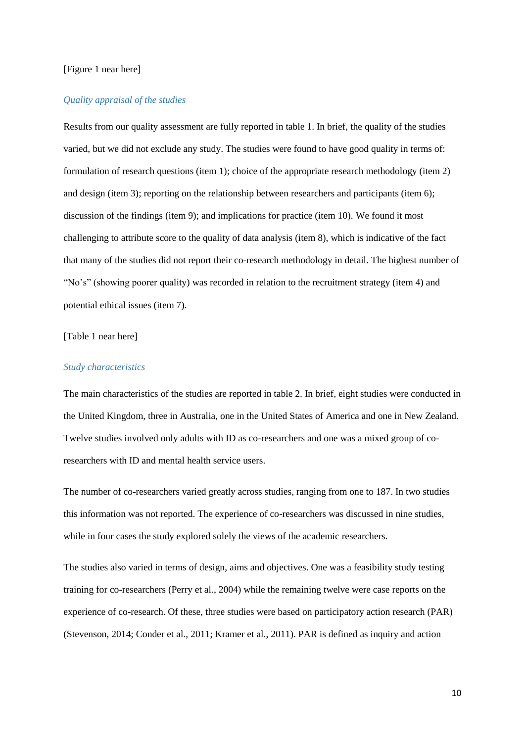[Figure 1 near here]

### *Quality appraisal of the studies*

Results from our quality assessment are fully reported in table 1. In brief, the quality of the studies varied, but we did not exclude any study. The studies were found to have good quality in terms of: formulation of research questions (item 1); choice of the appropriate research methodology (item 2) and design (item 3); reporting on the relationship between researchers and participants (item 6); discussion of the findings (item 9); and implications for practice (item 10). We found it most challenging to attribute score to the quality of data analysis (item 8), which is indicative of the fact that many of the studies did not report their co-research methodology in detail. The highest number of "No's" (showing poorer quality) was recorded in relation to the recruitment strategy (item 4) and potential ethical issues (item 7).

[Table 1 near here]

### *Study characteristics*

The main characteristics of the studies are reported in table 2. In brief, eight studies were conducted in the United Kingdom, three in Australia, one in the United States of America and one in New Zealand. Twelve studies involved only adults with ID as co-researchers and one was a mixed group of co-researchers with ID and mental health service users.

The number of co-researchers varied greatly across studies, ranging from one to 187. In two studies this information was not reported. The experience of co-researchers was discussed in nine studies, while in four cases the study explored solely the views of the academic researchers.

The studies also varied in terms of design, aims and objectives. One was a feasibility study testing training for co-researchers (Perry et al., 2004) while the remaining twelve were case reports on the experience of co-research. Of these, three studies were based on participatory action research (PAR) (Stevenson, 2014; Conder et al., 2011; Kramer et al., 2011). PAR is defined as inquiry and action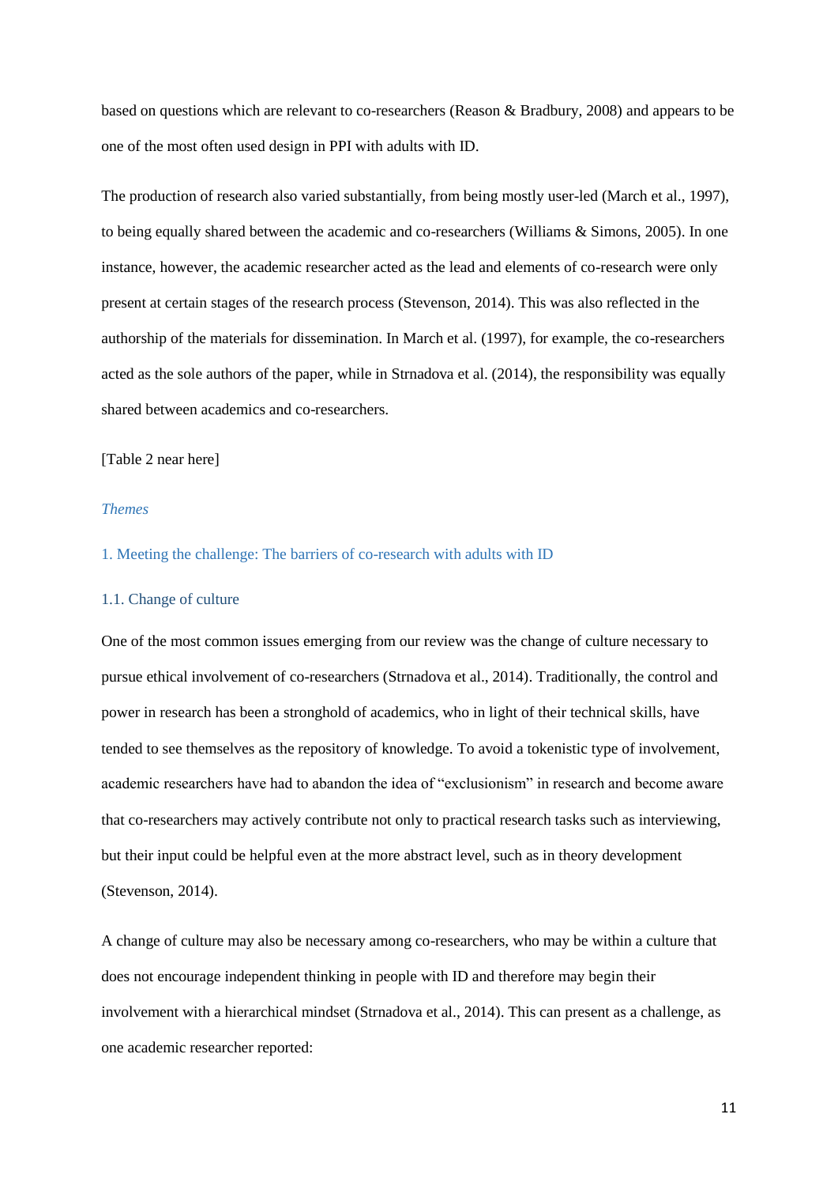based on questions which are relevant to co-researchers (Reason & Bradbury, 2008) and appears to be one of the most often used design in PPI with adults with ID.

The production of research also varied substantially, from being mostly user-led (March et al., 1997), to being equally shared between the academic and co-researchers (Williams & Simons, 2005). In one instance, however, the academic researcher acted as the lead and elements of co-research were only present at certain stages of the research process (Stevenson, 2014). This was also reflected in the authorship of the materials for dissemination. In March et al. (1997), for example, the co-researchers acted as the sole authors of the paper, while in Strnadova et al. (2014), the responsibility was equally shared between academics and co-researchers.

[Table 2 near here]

### *Themes*

### 1. Meeting the challenge: The barriers of co-research with adults with ID

#### 1.1. Change of culture

One of the most common issues emerging from our review was the change of culture necessary to pursue ethical involvement of co-researchers (Strnadova et al., 2014). Traditionally, the control and power in research has been a stronghold of academics, who in light of their technical skills, have tended to see themselves as the repository of knowledge. To avoid a tokenistic type of involvement, academic researchers have had to abandon the idea of "exclusionism" in research and become aware that co-researchers may actively contribute not only to practical research tasks such as interviewing, but their input could be helpful even at the more abstract level, such as in theory development (Stevenson, 2014).

A change of culture may also be necessary among co-researchers, who may be within a culture that does not encourage independent thinking in people with ID and therefore may begin their involvement with a hierarchical mindset (Strnadova et al., 2014). This can present as a challenge, as one academic researcher reported: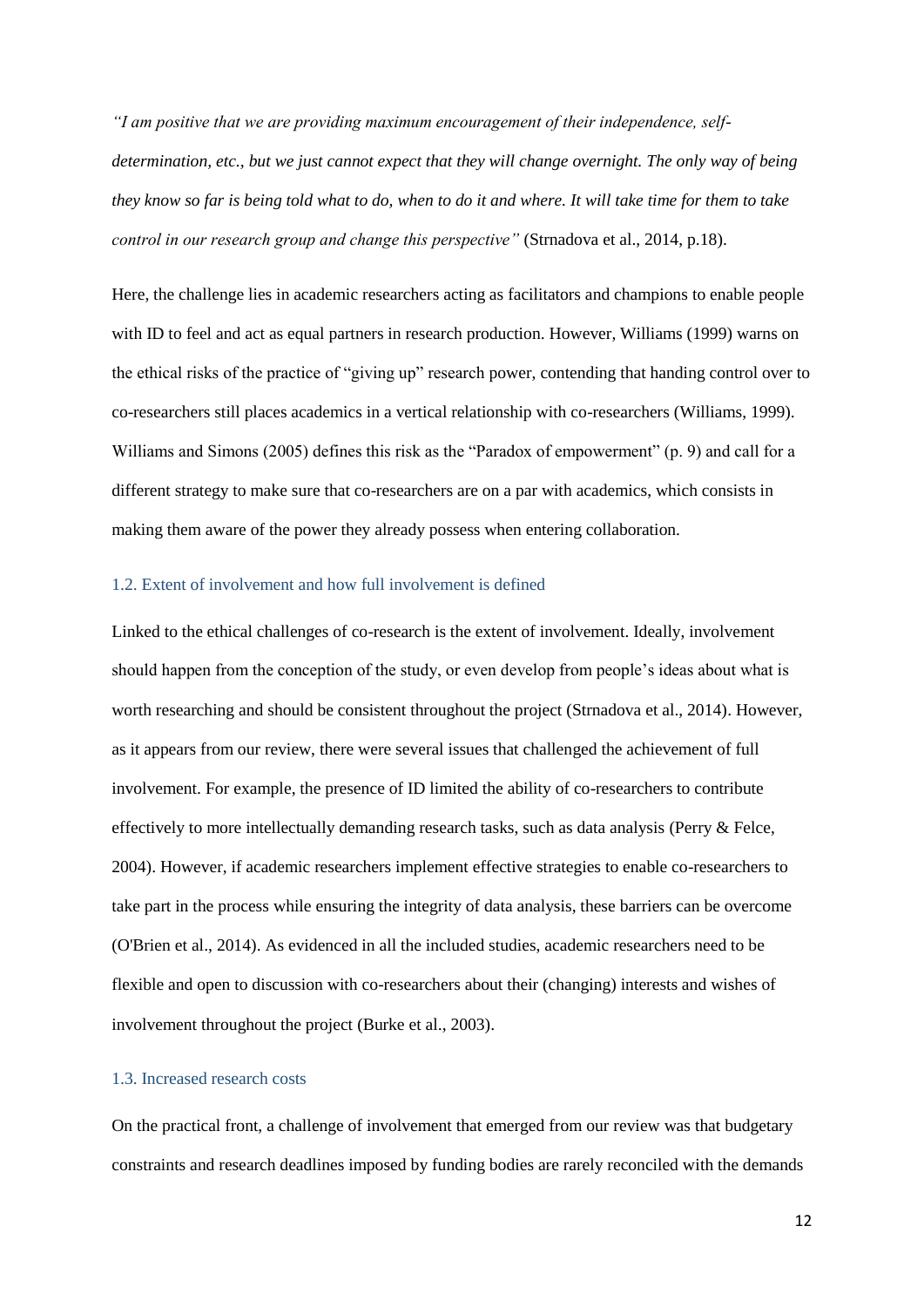*"I am positive that we are providing maximum encouragement of their independence, self-determination, etc., but we just cannot expect that they will change overnight. The only way of being they know so far is being told what to do, when to do it and where. It will take time for them to take control in our research group and change this perspective"* (Strnadova et al., 2014, p.18).

Here, the challenge lies in academic researchers acting as facilitators and champions to enable people with ID to feel and act as equal partners in research production. However, Williams (1999) warns on the ethical risks of the practice of "giving up" research power, contending that handing control over to co-researchers still places academics in a vertical relationship with co-researchers (Williams, 1999). Williams and Simons (2005) defines this risk as the "Paradox of empowerment" (p. 9) and call for a different strategy to make sure that co-researchers are on a par with academics, which consists in making them aware of the power they already possess when entering collaboration.

### 1.2. Extent of involvement and how full involvement is defined

Linked to the ethical challenges of co-research is the extent of involvement. Ideally, involvement should happen from the conception of the study, or even develop from people's ideas about what is worth researching and should be consistent throughout the project (Strnadova et al., 2014). However, as it appears from our review, there were several issues that challenged the achievement of full involvement. For example, the presence of ID limited the ability of co-researchers to contribute effectively to more intellectually demanding research tasks, such as data analysis (Perry & Felce, 2004). However, if academic researchers implement effective strategies to enable co-researchers to take part in the process while ensuring the integrity of data analysis, these barriers can be overcome (O'Brien et al., 2014). As evidenced in all the included studies, academic researchers need to be flexible and open to discussion with co-researchers about their (changing) interests and wishes of involvement throughout the project (Burke et al., 2003).

### 1.3. Increased research costs

On the practical front, a challenge of involvement that emerged from our review was that budgetary constraints and research deadlines imposed by funding bodies are rarely reconciled with the demands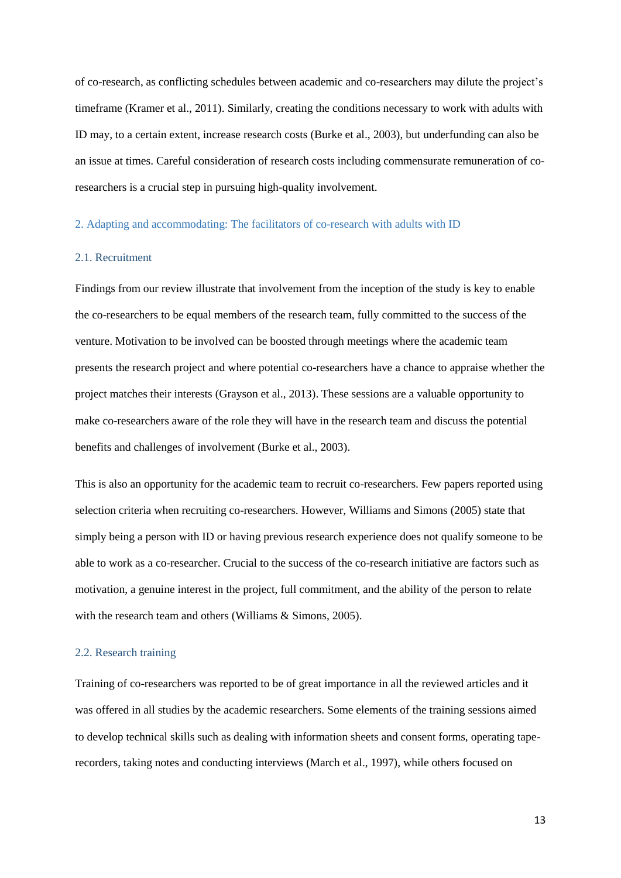of co-research, as conflicting schedules between academic and co-researchers may dilute the project's timeframe (Kramer et al., 2011). Similarly, creating the conditions necessary to work with adults with ID may, to a certain extent, increase research costs (Burke et al., 2003), but underfunding can also be an issue at times. Careful consideration of research costs including commensurate remuneration of co-researchers is a crucial step in pursuing high-quality involvement.

## 2. Adapting and accommodating: The facilitators of co-research with adults with ID

### 2.1. Recruitment

Findings from our review illustrate that involvement from the inception of the study is key to enable the co-researchers to be equal members of the research team, fully committed to the success of the venture. Motivation to be involved can be boosted through meetings where the academic team presents the research project and where potential co-researchers have a chance to appraise whether the project matches their interests (Grayson et al., 2013). These sessions are a valuable opportunity to make co-researchers aware of the role they will have in the research team and discuss the potential benefits and challenges of involvement (Burke et al., 2003).

This is also an opportunity for the academic team to recruit co-researchers. Few papers reported using selection criteria when recruiting co-researchers. However, Williams and Simons (2005) state that simply being a person with ID or having previous research experience does not qualify someone to be able to work as a co-researcher. Crucial to the success of the co-research initiative are factors such as motivation, a genuine interest in the project, full commitment, and the ability of the person to relate with the research team and others (Williams & Simons, 2005).

### 2.2. Research training

Training of co-researchers was reported to be of great importance in all the reviewed articles and it was offered in all studies by the academic researchers. Some elements of the training sessions aimed to develop technical skills such as dealing with information sheets and consent forms, operating tape-recorders, taking notes and conducting interviews (March et al., 1997), while others focused on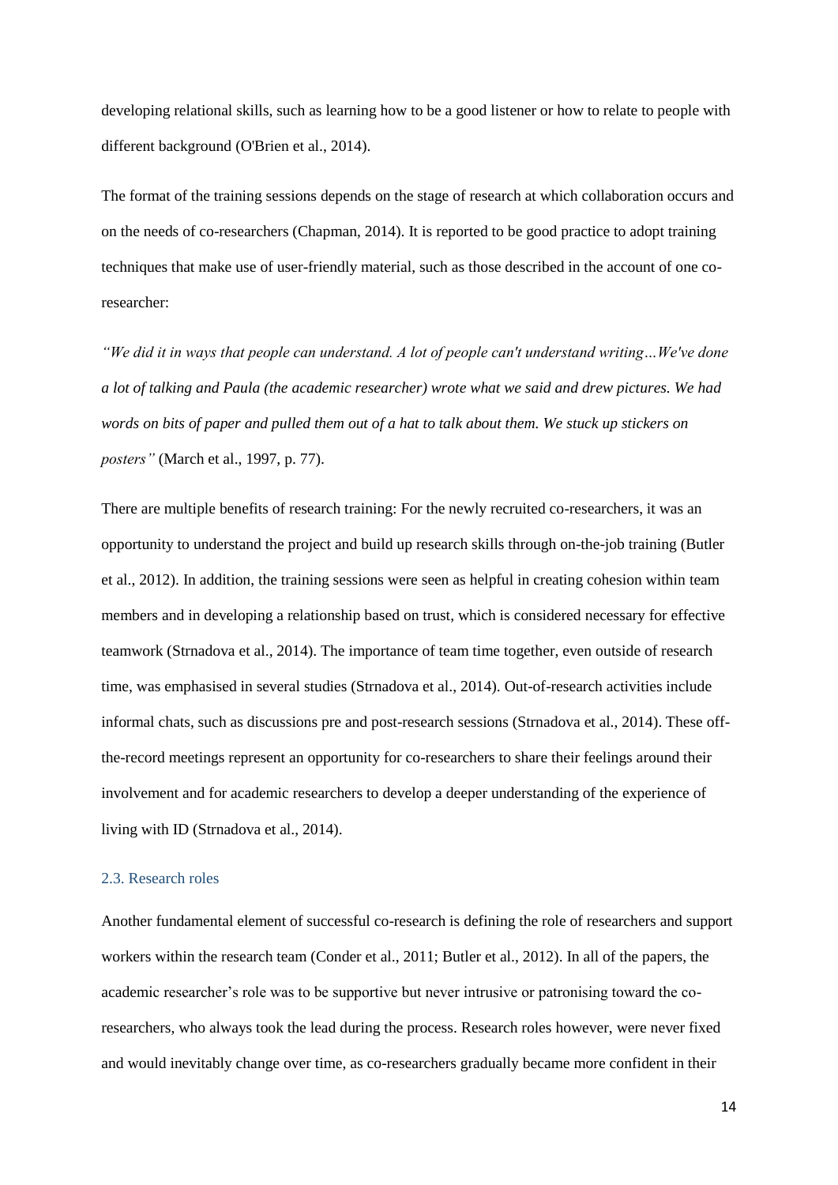developing relational skills, such as learning how to be a good listener or how to relate to people with different background (O'Brien et al., 2014).

The format of the training sessions depends on the stage of research at which collaboration occurs and on the needs of co-researchers (Chapman, 2014). It is reported to be good practice to adopt training techniques that make use of user-friendly material, such as those described in the account of one co-researcher:

*"We did it in ways that people can understand. A lot of people can't understand writing…We've done a lot of talking and Paula (the academic researcher) wrote what we said and drew pictures. We had words on bits of paper and pulled them out of a hat to talk about them. We stuck up stickers on posters"* (March et al., 1997, p. 77).

There are multiple benefits of research training: For the newly recruited co-researchers, it was an opportunity to understand the project and build up research skills through on-the-job training (Butler et al., 2012). In addition, the training sessions were seen as helpful in creating cohesion within team members and in developing a relationship based on trust, which is considered necessary for effective teamwork (Strnadova et al., 2014). The importance of team time together, even outside of research time, was emphasised in several studies (Strnadova et al., 2014). Out-of-research activities include informal chats, such as discussions pre and post-research sessions (Strnadova et al., 2014). These off-the-record meetings represent an opportunity for co-researchers to share their feelings around their involvement and for academic researchers to develop a deeper understanding of the experience of living with ID (Strnadova et al., 2014).

### 2.3. Research roles

Another fundamental element of successful co-research is defining the role of researchers and support workers within the research team (Conder et al., 2011; Butler et al., 2012). In all of the papers, the academic researcher's role was to be supportive but never intrusive or patronising toward the co-researchers, who always took the lead during the process. Research roles however, were never fixed and would inevitably change over time, as co-researchers gradually became more confident in their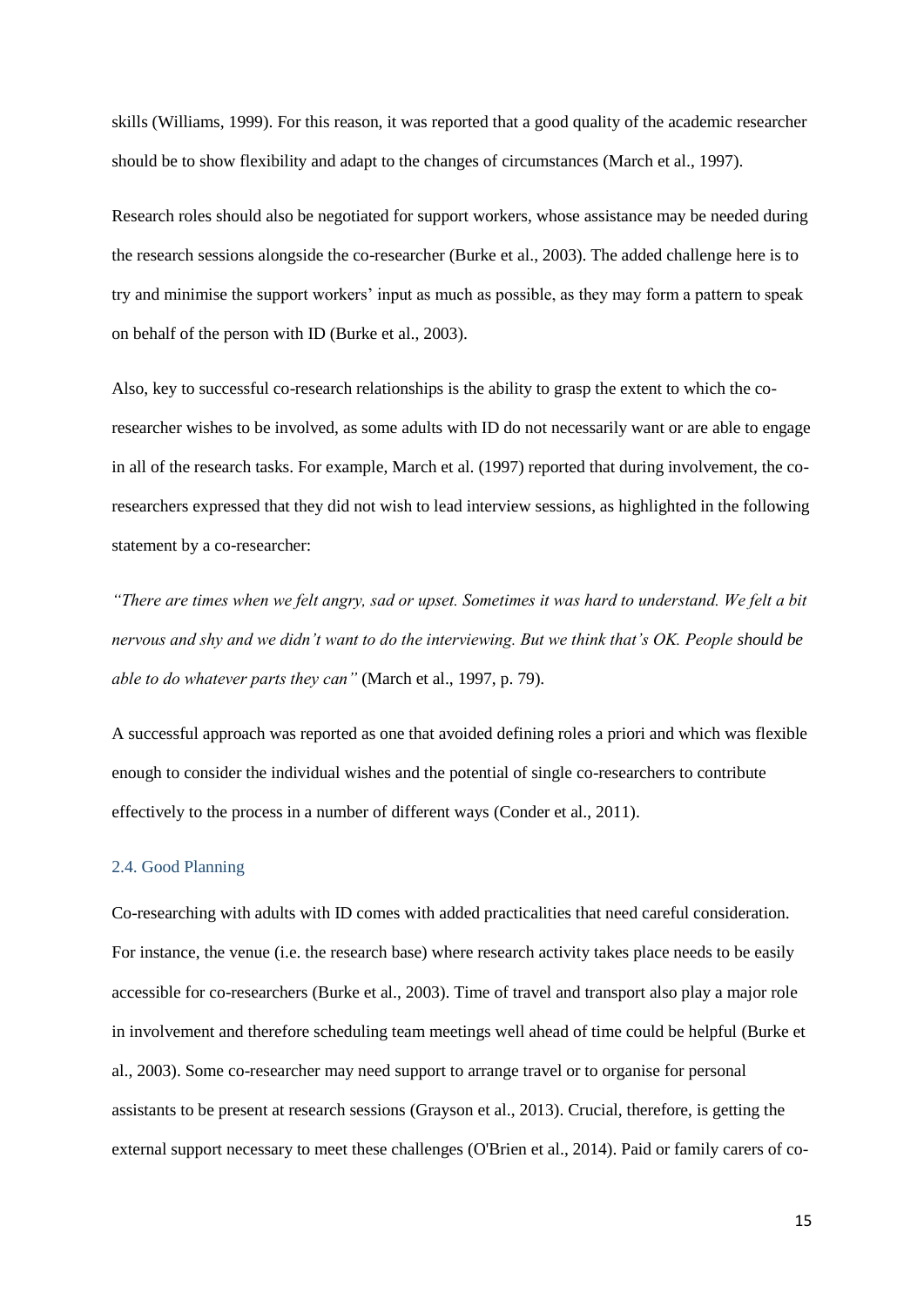skills (Williams, 1999). For this reason, it was reported that a good quality of the academic researcher should be to show flexibility and adapt to the changes of circumstances (March et al., 1997).

Research roles should also be negotiated for support workers, whose assistance may be needed during the research sessions alongside the co-researcher (Burke et al., 2003). The added challenge here is to try and minimise the support workers' input as much as possible, as they may form a pattern to speak on behalf of the person with ID (Burke et al., 2003).

Also, key to successful co-research relationships is the ability to grasp the extent to which the co-researcher wishes to be involved, as some adults with ID do not necessarily want or are able to engage in all of the research tasks. For example, March et al. (1997) reported that during involvement, the co-researchers expressed that they did not wish to lead interview sessions, as highlighted in the following statement by a co-researcher:

*"There are times when we felt angry, sad or upset. Sometimes it was hard to understand. We felt a bit nervous and shy and we didn't want to do the interviewing. But we think that's OK. People should be able to do whatever parts they can"* (March et al., 1997, p. 79).

A successful approach was reported as one that avoided defining roles a priori and which was flexible enough to consider the individual wishes and the potential of single co-researchers to contribute effectively to the process in a number of different ways (Conder et al., 2011).

### 2.4. Good Planning

Co-researching with adults with ID comes with added practicalities that need careful consideration. For instance, the venue (i.e. the research base) where research activity takes place needs to be easily accessible for co-researchers (Burke et al., 2003). Time of travel and transport also play a major role in involvement and therefore scheduling team meetings well ahead of time could be helpful (Burke et al., 2003). Some co-researcher may need support to arrange travel or to organise for personal assistants to be present at research sessions (Grayson et al., 2013). Crucial, therefore, is getting the external support necessary to meet these challenges (O'Brien et al., 2014). Paid or family carers of co-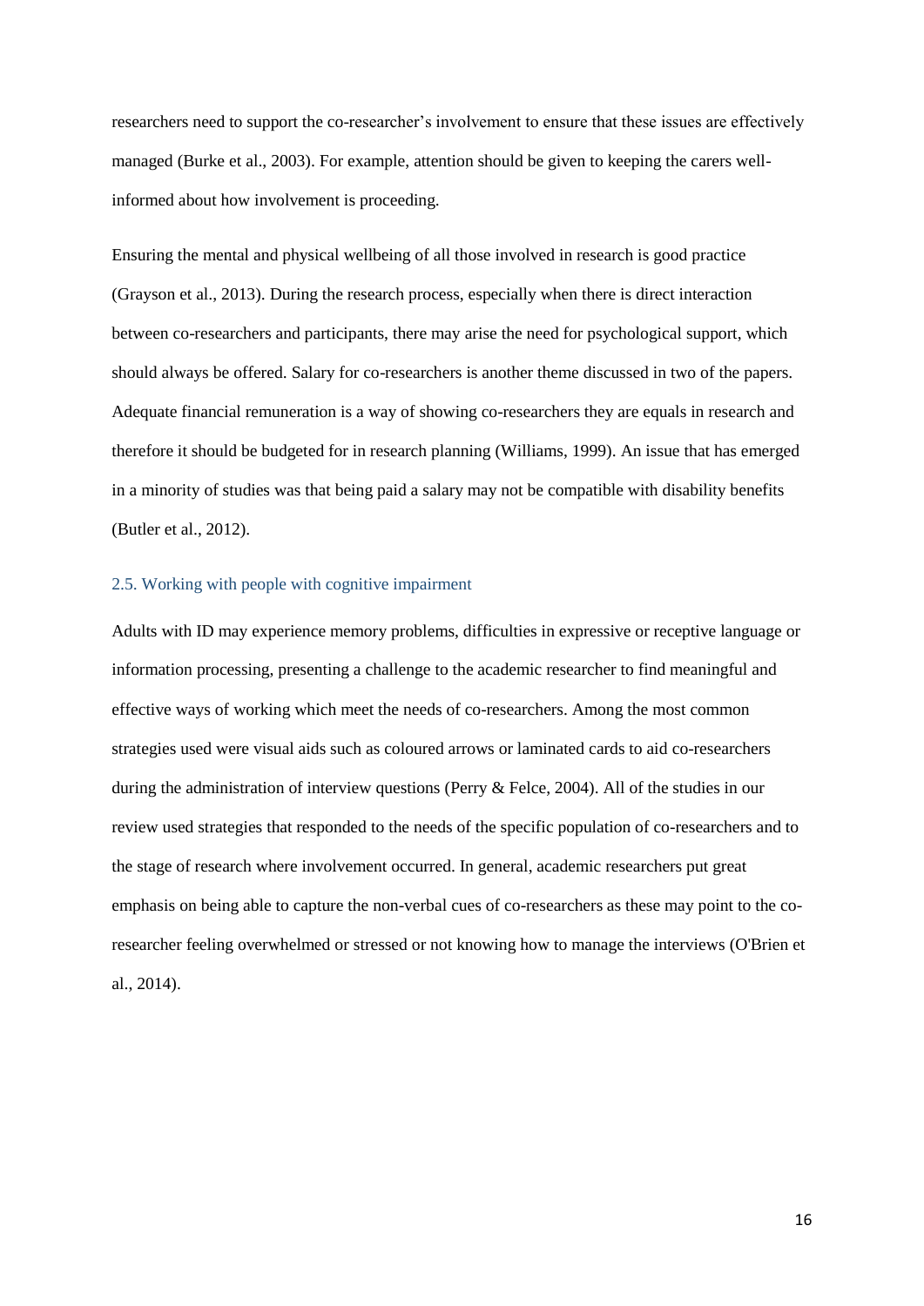researchers need to support the co-researcher's involvement to ensure that these issues are effectively managed (Burke et al., 2003). For example, attention should be given to keeping the carers well-informed about how involvement is proceeding.

Ensuring the mental and physical wellbeing of all those involved in research is good practice (Grayson et al., 2013). During the research process, especially when there is direct interaction between co-researchers and participants, there may arise the need for psychological support, which should always be offered. Salary for co-researchers is another theme discussed in two of the papers. Adequate financial remuneration is a way of showing co-researchers they are equals in research and therefore it should be budgeted for in research planning (Williams, 1999). An issue that has emerged in a minority of studies was that being paid a salary may not be compatible with disability benefits (Butler et al., 2012).

### 2.5. Working with people with cognitive impairment

Adults with ID may experience memory problems, difficulties in expressive or receptive language or information processing, presenting a challenge to the academic researcher to find meaningful and effective ways of working which meet the needs of co-researchers. Among the most common strategies used were visual aids such as coloured arrows or laminated cards to aid co-researchers during the administration of interview questions (Perry & Felce, 2004). All of the studies in our review used strategies that responded to the needs of the specific population of co-researchers and to the stage of research where involvement occurred. In general, academic researchers put great emphasis on being able to capture the non-verbal cues of co-researchers as these may point to the co-researcher feeling overwhelmed or stressed or not knowing how to manage the interviews (O'Brien et al., 2014).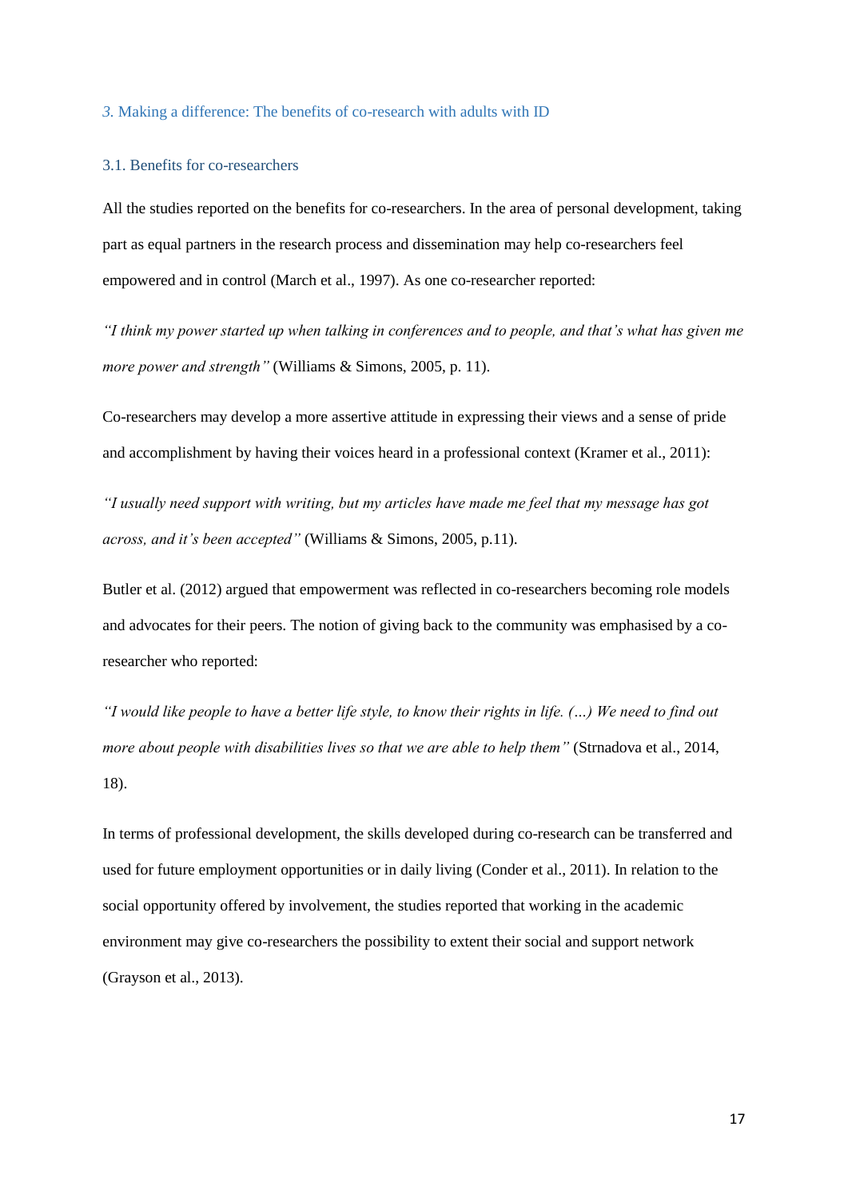## 3. Making a difference: The benefits of co-research with adults with ID

### 3.1. Benefits for co-researchers

All the studies reported on the benefits for co-researchers. In the area of personal development, taking part as equal partners in the research process and dissemination may help co-researchers feel empowered and in control (March et al., 1997). As one co-researcher reported:

*"I think my power started up when talking in conferences and to people, and that's what has given me more power and strength"* (Williams & Simons, 2005, p. 11).

Co-researchers may develop a more assertive attitude in expressing their views and a sense of pride and accomplishment by having their voices heard in a professional context (Kramer et al., 2011):

*"I usually need support with writing, but my articles have made me feel that my message has got across, and it's been accepted"* (Williams & Simons, 2005, p.11).

Butler et al. (2012) argued that empowerment was reflected in co-researchers becoming role models and advocates for their peers. The notion of giving back to the community was emphasised by a co-researcher who reported:

*"I would like people to have a better life style, to know their rights in life. (…) We need to find out more about people with disabilities lives so that we are able to help them"* (Strnadova et al., 2014, 18).

In terms of professional development, the skills developed during co-research can be transferred and used for future employment opportunities or in daily living (Conder et al., 2011). In relation to the social opportunity offered by involvement, the studies reported that working in the academic environment may give co-researchers the possibility to extent their social and support network (Grayson et al., 2013).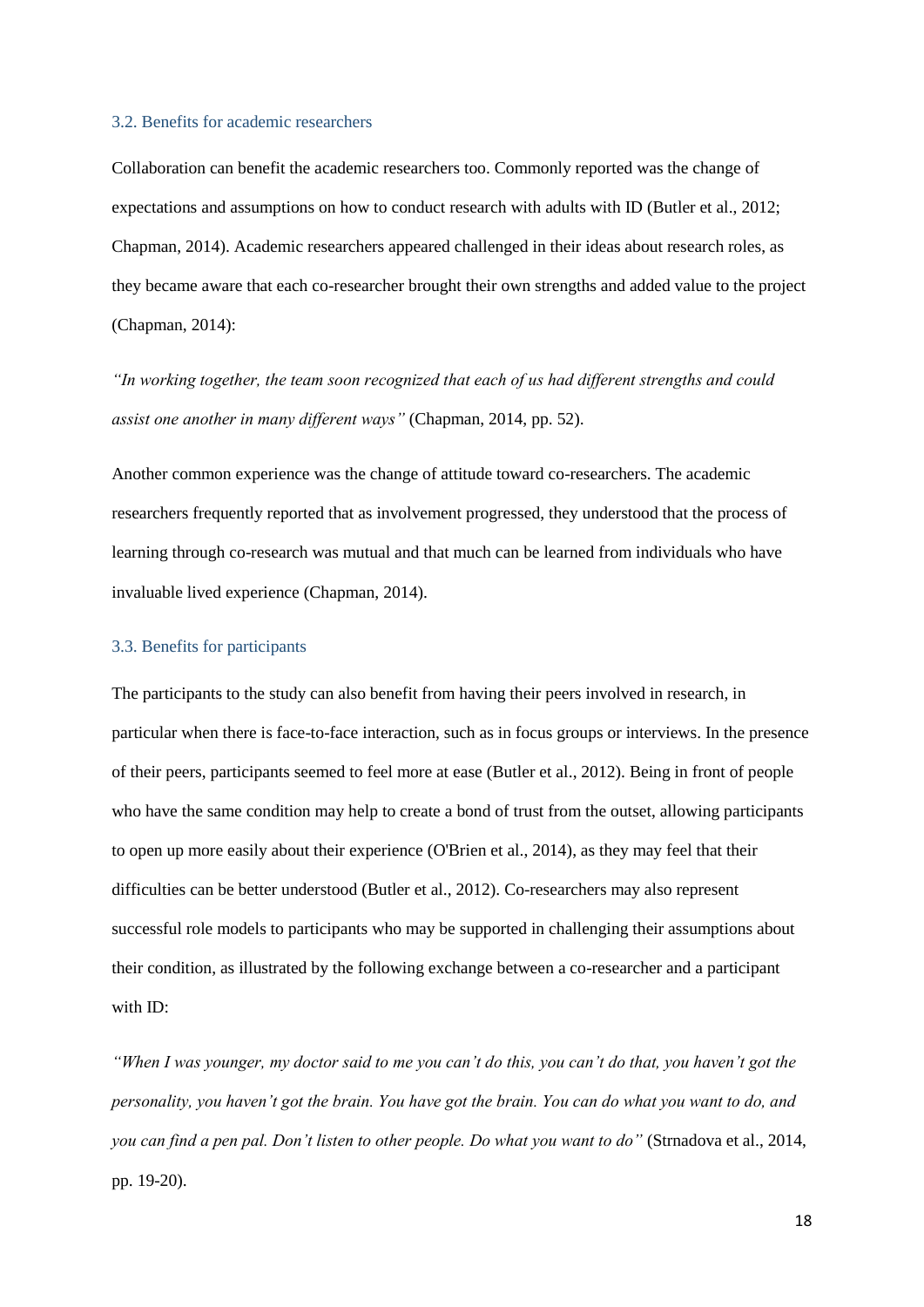### 3.2. Benefits for academic researchers

Collaboration can benefit the academic researchers too. Commonly reported was the change of expectations and assumptions on how to conduct research with adults with ID (Butler et al., 2012; Chapman, 2014). Academic researchers appeared challenged in their ideas about research roles, as they became aware that each co-researcher brought their own strengths and added value to the project (Chapman, 2014):

*"In working together, the team soon recognized that each of us had different strengths and could assist one another in many different ways"* (Chapman, 2014, pp. 52).

Another common experience was the change of attitude toward co-researchers. The academic researchers frequently reported that as involvement progressed, they understood that the process of learning through co-research was mutual and that much can be learned from individuals who have invaluable lived experience (Chapman, 2014).

### 3.3. Benefits for participants

The participants to the study can also benefit from having their peers involved in research, in particular when there is face-to-face interaction, such as in focus groups or interviews. In the presence of their peers, participants seemed to feel more at ease (Butler et al., 2012). Being in front of people who have the same condition may help to create a bond of trust from the outset, allowing participants to open up more easily about their experience (O'Brien et al., 2014), as they may feel that their difficulties can be better understood (Butler et al., 2012). Co-researchers may also represent successful role models to participants who may be supported in challenging their assumptions about their condition, as illustrated by the following exchange between a co-researcher and a participant with ID:

*"When I was younger, my doctor said to me you can't do this, you can't do that, you haven't got the personality, you haven't got the brain. You have got the brain. You can do what you want to do, and you can find a pen pal. Don't listen to other people. Do what you want to do"* (Strnadova et al., 2014, pp. 19-20).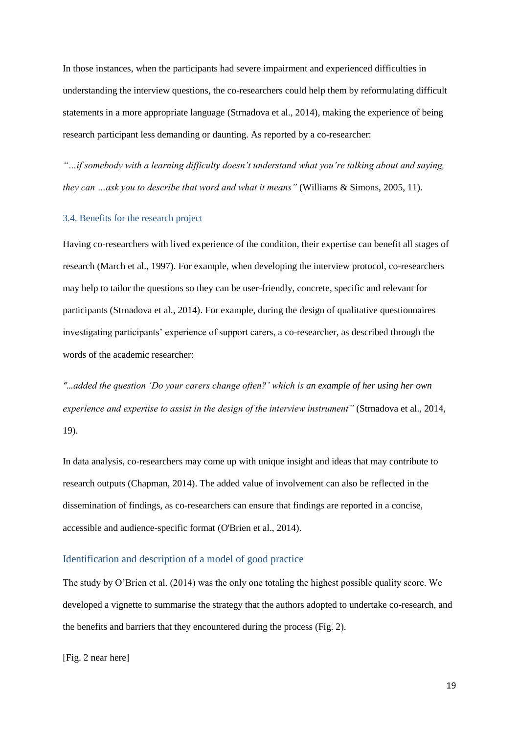In those instances, when the participants had severe impairment and experienced difficulties in understanding the interview questions, the co-researchers could help them by reformulating difficult statements in a more appropriate language (Strnadova et al., 2014), making the experience of being research participant less demanding or daunting. As reported by a co-researcher:

*"…if somebody with a learning difficulty doesn't understand what you're talking about and saying, they can …ask you to describe that word and what it means"* (Williams & Simons, 2005, 11).

### 3.4. Benefits for the research project

Having co-researchers with lived experience of the condition, their expertise can benefit all stages of research (March et al., 1997). For example, when developing the interview protocol, co-researchers may help to tailor the questions so they can be user-friendly, concrete, specific and relevant for participants (Strnadova et al., 2014). For example, during the design of qualitative questionnaires investigating participants' experience of support carers, a co-researcher, as described through the words of the academic researcher:

*"...added the question 'Do your carers change often?' which is an example of her using her own experience and expertise to assist in the design of the interview instrument"* (Strnadova et al., 2014, 19).

In data analysis, co-researchers may come up with unique insight and ideas that may contribute to research outputs (Chapman, 2014). The added value of involvement can also be reflected in the dissemination of findings, as co-researchers can ensure that findings are reported in a concise, accessible and audience-specific format (O'Brien et al., 2014).

## Identification and description of a model of good practice

The study by O'Brien et al. (2014) was the only one totaling the highest possible quality score. We developed a vignette to summarise the strategy that the authors adopted to undertake co-research, and the benefits and barriers that they encountered during the process (Fig. 2).

[Fig. 2 near here]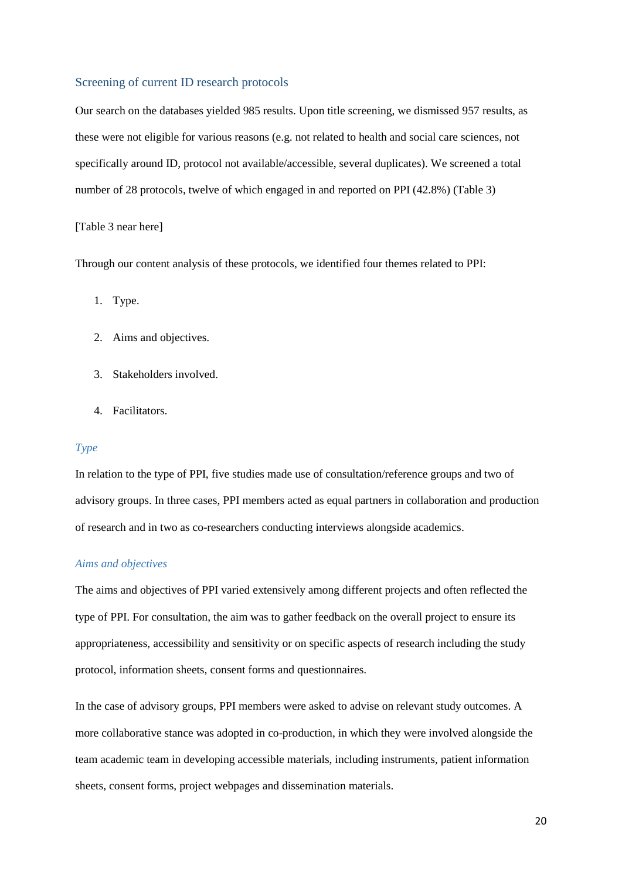## Screening of current ID research protocols

Our search on the databases yielded 985 results. Upon title screening, we dismissed 957 results, as these were not eligible for various reasons (e.g. not related to health and social care sciences, not specifically around ID, protocol not available/accessible, several duplicates). We screened a total number of 28 protocols, twelve of which engaged in and reported on PPI (42.8%) (Table 3)

[Table 3 near here]

Through our content analysis of these protocols, we identified four themes related to PPI:

1. Type.
2. Aims and objectives.
3. Stakeholders involved.
4. Facilitators.

### *Type*

In relation to the type of PPI, five studies made use of consultation/reference groups and two of advisory groups. In three cases, PPI members acted as equal partners in collaboration and production of research and in two as co-researchers conducting interviews alongside academics.

### *Aims and objectives*

The aims and objectives of PPI varied extensively among different projects and often reflected the type of PPI. For consultation, the aim was to gather feedback on the overall project to ensure its appropriateness, accessibility and sensitivity or on specific aspects of research including the study protocol, information sheets, consent forms and questionnaires.

In the case of advisory groups, PPI members were asked to advise on relevant study outcomes. A more collaborative stance was adopted in co-production, in which they were involved alongside the team academic team in developing accessible materials, including instruments, patient information sheets, consent forms, project webpages and dissemination materials.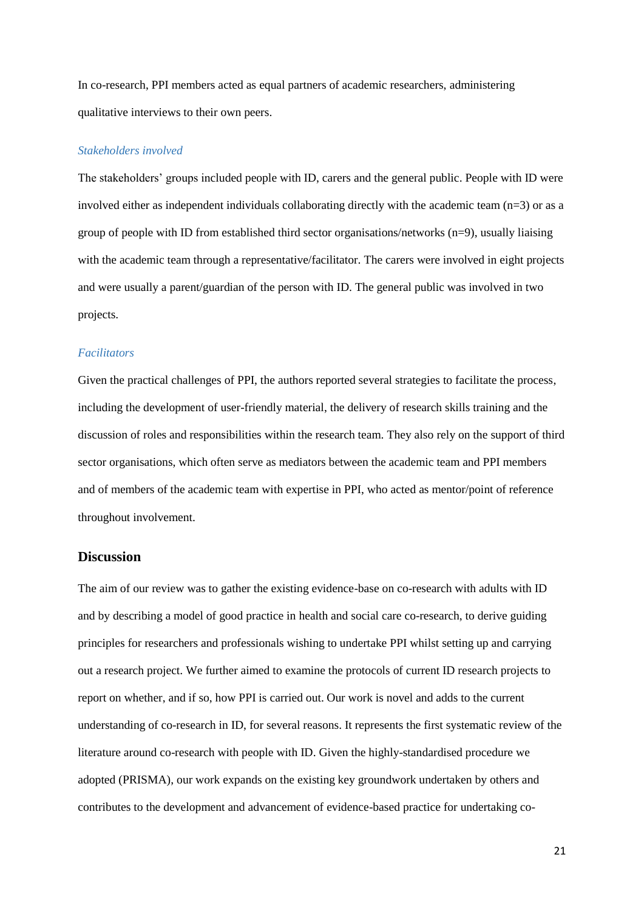In co-research, PPI members acted as equal partners of academic researchers, administering qualitative interviews to their own peers.

### *Stakeholders involved*

The stakeholders' groups included people with ID, carers and the general public. People with ID were involved either as independent individuals collaborating directly with the academic team (n=3) or as a group of people with ID from established third sector organisations/networks (n=9), usually liaising with the academic team through a representative/facilitator. The carers were involved in eight projects and were usually a parent/guardian of the person with ID. The general public was involved in two projects.

### *Facilitators*

Given the practical challenges of PPI, the authors reported several strategies to facilitate the process, including the development of user-friendly material, the delivery of research skills training and the discussion of roles and responsibilities within the research team. They also rely on the support of third sector organisations, which often serve as mediators between the academic team and PPI members and of members of the academic team with expertise in PPI, who acted as mentor/point of reference throughout involvement.

## Discussion

The aim of our review was to gather the existing evidence-base on co-research with adults with ID and by describing a model of good practice in health and social care co-research, to derive guiding principles for researchers and professionals wishing to undertake PPI whilst setting up and carrying out a research project. We further aimed to examine the protocols of current ID research projects to report on whether, and if so, how PPI is carried out. Our work is novel and adds to the current understanding of co-research in ID, for several reasons. It represents the first systematic review of the literature around co-research with people with ID. Given the highly-standardised procedure we adopted (PRISMA), our work expands on the existing key groundwork undertaken by others and contributes to the development and advancement of evidence-based practice for undertaking co-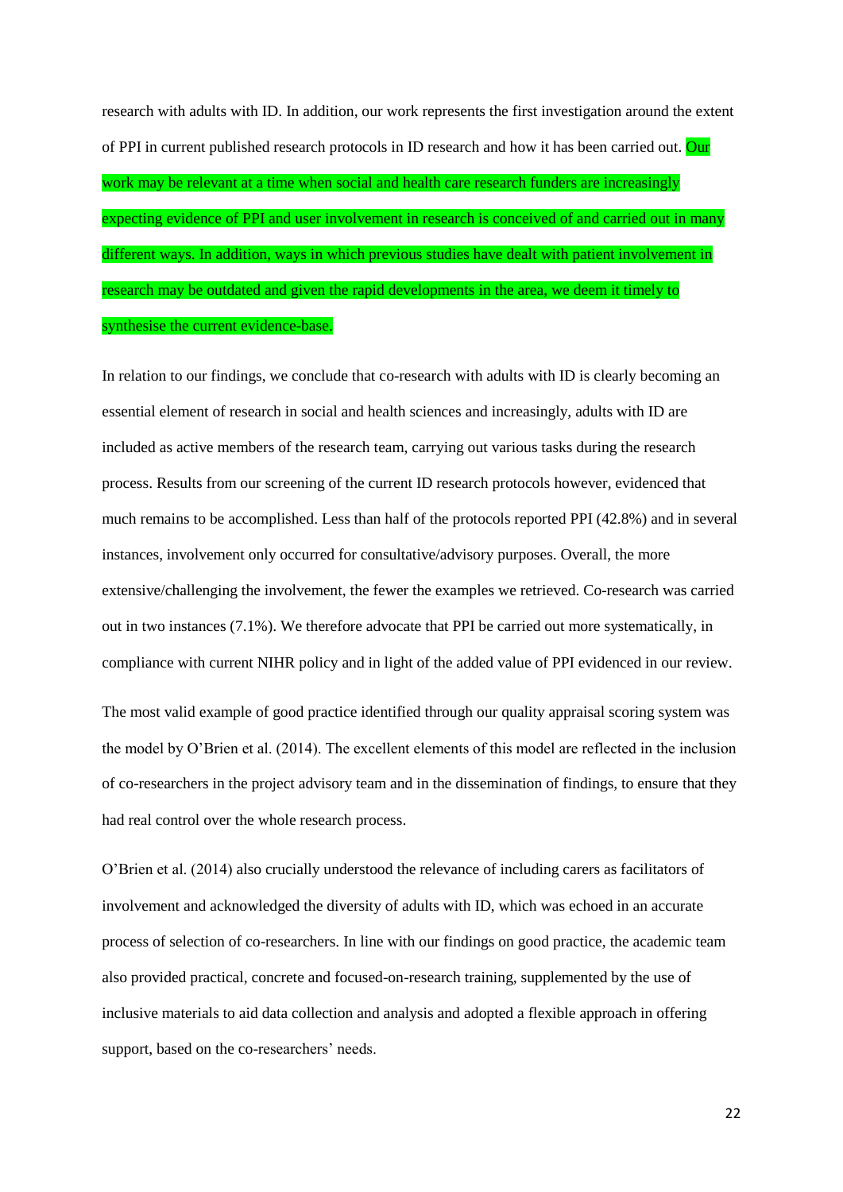research with adults with ID. In addition, our work represents the first investigation around the extent of PPI in current published research protocols in ID research and how it has been carried out. Our work may be relevant at a time when social and health care research funders are increasingly expecting evidence of PPI and user involvement in research is conceived of and carried out in many different ways. In addition, ways in which previous studies have dealt with patient involvement in research may be outdated and given the rapid developments in the area, we deem it timely to synthesise the current evidence-base.

In relation to our findings, we conclude that co-research with adults with ID is clearly becoming an essential element of research in social and health sciences and increasingly, adults with ID are included as active members of the research team, carrying out various tasks during the research process. Results from our screening of the current ID research protocols however, evidenced that much remains to be accomplished. Less than half of the protocols reported PPI (42.8%) and in several instances, involvement only occurred for consultative/advisory purposes. Overall, the more extensive/challenging the involvement, the fewer the examples we retrieved. Co-research was carried out in two instances (7.1%). We therefore advocate that PPI be carried out more systematically, in compliance with current NIHR policy and in light of the added value of PPI evidenced in our review.

The most valid example of good practice identified through our quality appraisal scoring system was the model by O'Brien et al. (2014). The excellent elements of this model are reflected in the inclusion of co-researchers in the project advisory team and in the dissemination of findings, to ensure that they had real control over the whole research process.

O'Brien et al. (2014) also crucially understood the relevance of including carers as facilitators of involvement and acknowledged the diversity of adults with ID, which was echoed in an accurate process of selection of co-researchers. In line with our findings on good practice, the academic team also provided practical, concrete and focused-on-research training, supplemented by the use of inclusive materials to aid data collection and analysis and adopted a flexible approach in offering support, based on the co-researchers' needs.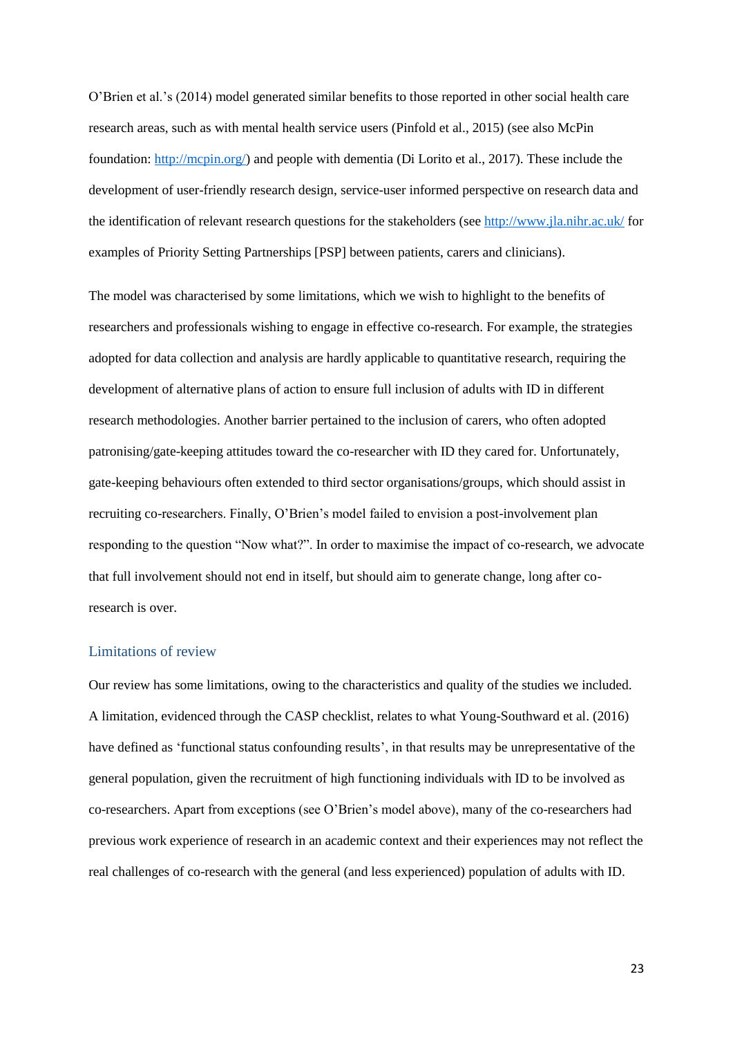O'Brien et al.'s (2014) model generated similar benefits to those reported in other social health care research areas, such as with mental health service users (Pinfold et al., 2015) (see also McPin foundation: [http://mcpin.org/](http://mcpin.org/)) and people with dementia (Di Lorito et al., 2017). These include the development of user-friendly research design, service-user informed perspective on research data and the identification of relevant research questions for the stakeholders (see [http://www.jla.nihr.ac.uk/](http://www.jla.nihr.ac.uk/) for examples of Priority Setting Partnerships [PSP] between patients, carers and clinicians).

The model was characterised by some limitations, which we wish to highlight to the benefits of researchers and professionals wishing to engage in effective co-research. For example, the strategies adopted for data collection and analysis are hardly applicable to quantitative research, requiring the development of alternative plans of action to ensure full inclusion of adults with ID in different research methodologies. Another barrier pertained to the inclusion of carers, who often adopted patronising/gate-keeping attitudes toward the co-researcher with ID they cared for. Unfortunately, gate-keeping behaviours often extended to third sector organisations/groups, which should assist in recruiting co-researchers. Finally, O'Brien's model failed to envision a post-involvement plan responding to the question "Now what?". In order to maximise the impact of co-research, we advocate that full involvement should not end in itself, but should aim to generate change, long after co-research is over.

## Limitations of review

Our review has some limitations, owing to the characteristics and quality of the studies we included. A limitation, evidenced through the CASP checklist, relates to what Young-Southward et al. (2016) have defined as 'functional status confounding results', in that results may be unrepresentative of the general population, given the recruitment of high functioning individuals with ID to be involved as co-researchers. Apart from exceptions (see O'Brien's model above), many of the co-researchers had previous work experience of research in an academic context and their experiences may not reflect the real challenges of co-research with the general (and less experienced) population of adults with ID.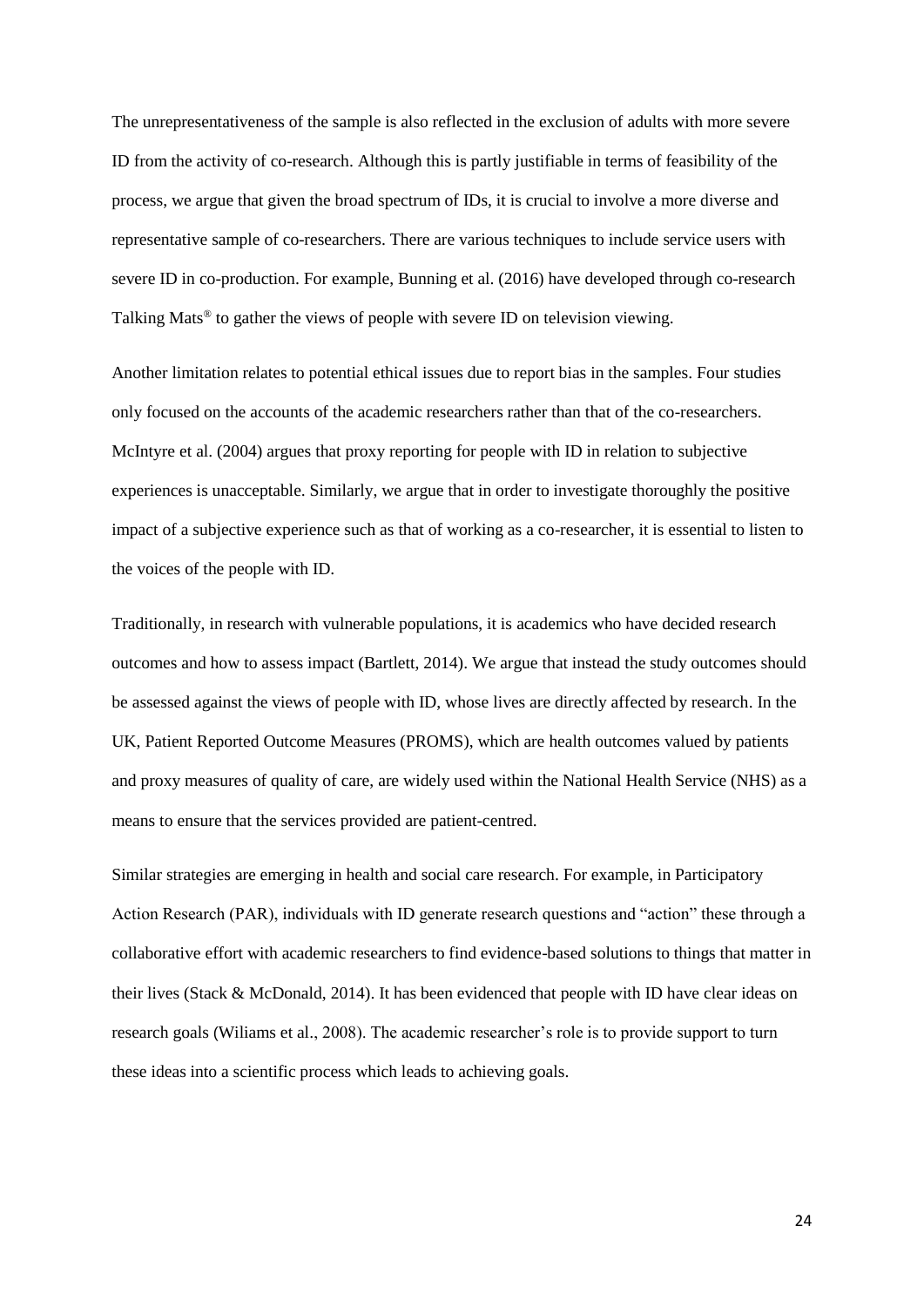The unrepresentativeness of the sample is also reflected in the exclusion of adults with more severe ID from the activity of co-research. Although this is partly justifiable in terms of feasibility of the process, we argue that given the broad spectrum of IDs, it is crucial to involve a more diverse and representative sample of co-researchers. There are various techniques to include service users with severe ID in co-production. For example, Bunning et al. (2016) have developed through co-research Talking Mats® to gather the views of people with severe ID on television viewing.

Another limitation relates to potential ethical issues due to report bias in the samples. Four studies only focused on the accounts of the academic researchers rather than that of the co-researchers. McIntyre et al. (2004) argues that proxy reporting for people with ID in relation to subjective experiences is unacceptable. Similarly, we argue that in order to investigate thoroughly the positive impact of a subjective experience such as that of working as a co-researcher, it is essential to listen to the voices of the people with ID.

Traditionally, in research with vulnerable populations, it is academics who have decided research outcomes and how to assess impact (Bartlett, 2014). We argue that instead the study outcomes should be assessed against the views of people with ID, whose lives are directly affected by research. In the UK, Patient Reported Outcome Measures (PROMS), which are health outcomes valued by patients and proxy measures of quality of care, are widely used within the National Health Service (NHS) as a means to ensure that the services provided are patient-centred.

Similar strategies are emerging in health and social care research. For example, in Participatory Action Research (PAR), individuals with ID generate research questions and "action" these through a collaborative effort with academic researchers to find evidence-based solutions to things that matter in their lives (Stack & McDonald, 2014). It has been evidenced that people with ID have clear ideas on research goals (Wiliams et al., 2008). The academic researcher's role is to provide support to turn these ideas into a scientific process which leads to achieving goals.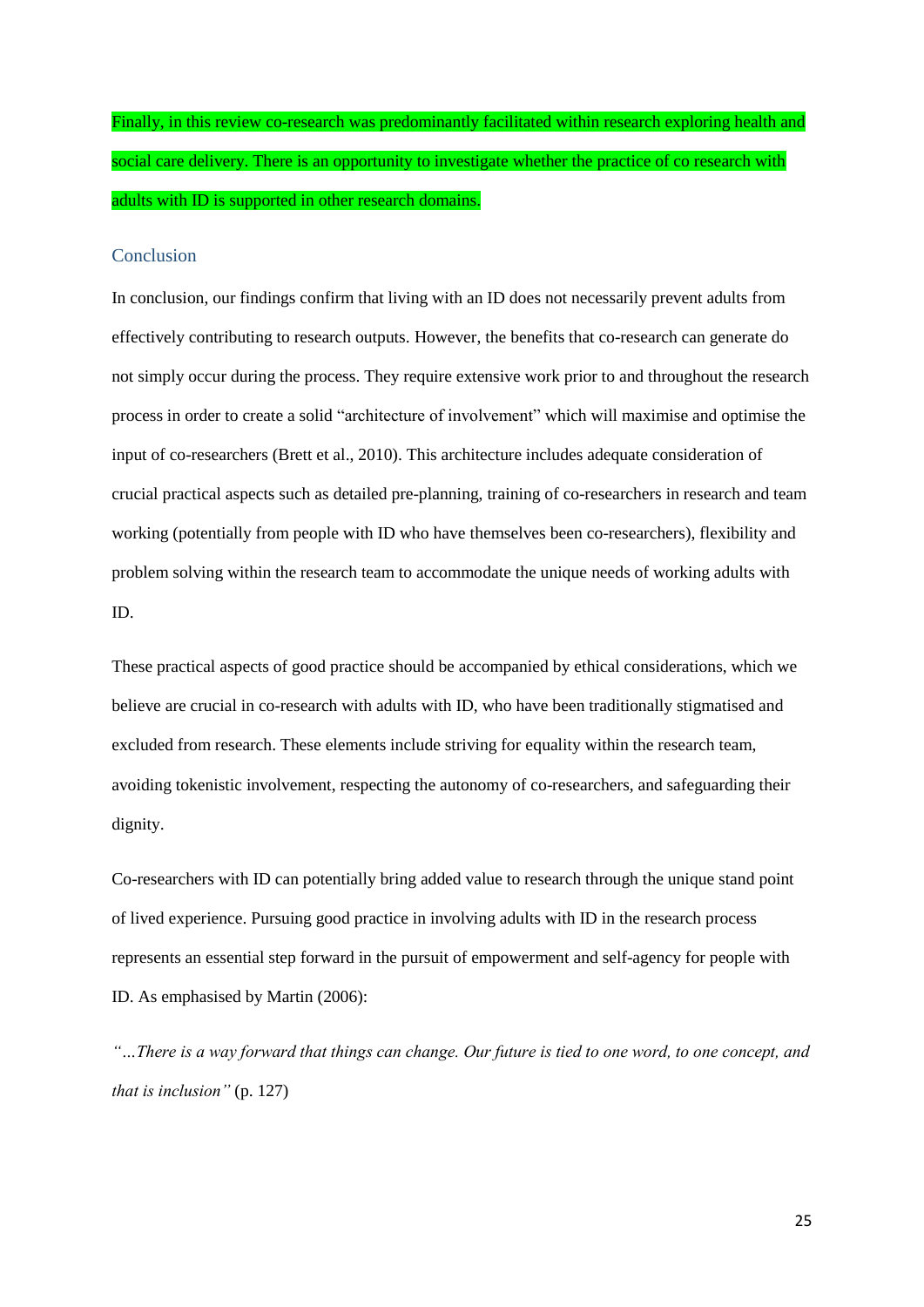Finally, in this review co-research was predominantly facilitated within research exploring health and social care delivery. There is an opportunity to investigate whether the practice of co research with adults with ID is supported in other research domains.

## Conclusion

In conclusion, our findings confirm that living with an ID does not necessarily prevent adults from effectively contributing to research outputs. However, the benefits that co-research can generate do not simply occur during the process. They require extensive work prior to and throughout the research process in order to create a solid "architecture of involvement" which will maximise and optimise the input of co-researchers (Brett et al., 2010). This architecture includes adequate consideration of crucial practical aspects such as detailed pre-planning, training of co-researchers in research and team working (potentially from people with ID who have themselves been co-researchers), flexibility and problem solving within the research team to accommodate the unique needs of working adults with ID.

These practical aspects of good practice should be accompanied by ethical considerations, which we believe are crucial in co-research with adults with ID, who have been traditionally stigmatised and excluded from research. These elements include striving for equality within the research team, avoiding tokenistic involvement, respecting the autonomy of co-researchers, and safeguarding their dignity.

Co-researchers with ID can potentially bring added value to research through the unique stand point of lived experience. Pursuing good practice in involving adults with ID in the research process represents an essential step forward in the pursuit of empowerment and self-agency for people with ID. As emphasised by Martin (2006):

*"…There is a way forward that things can change. Our future is tied to one word, to one concept, and that is inclusion"* (p. 127)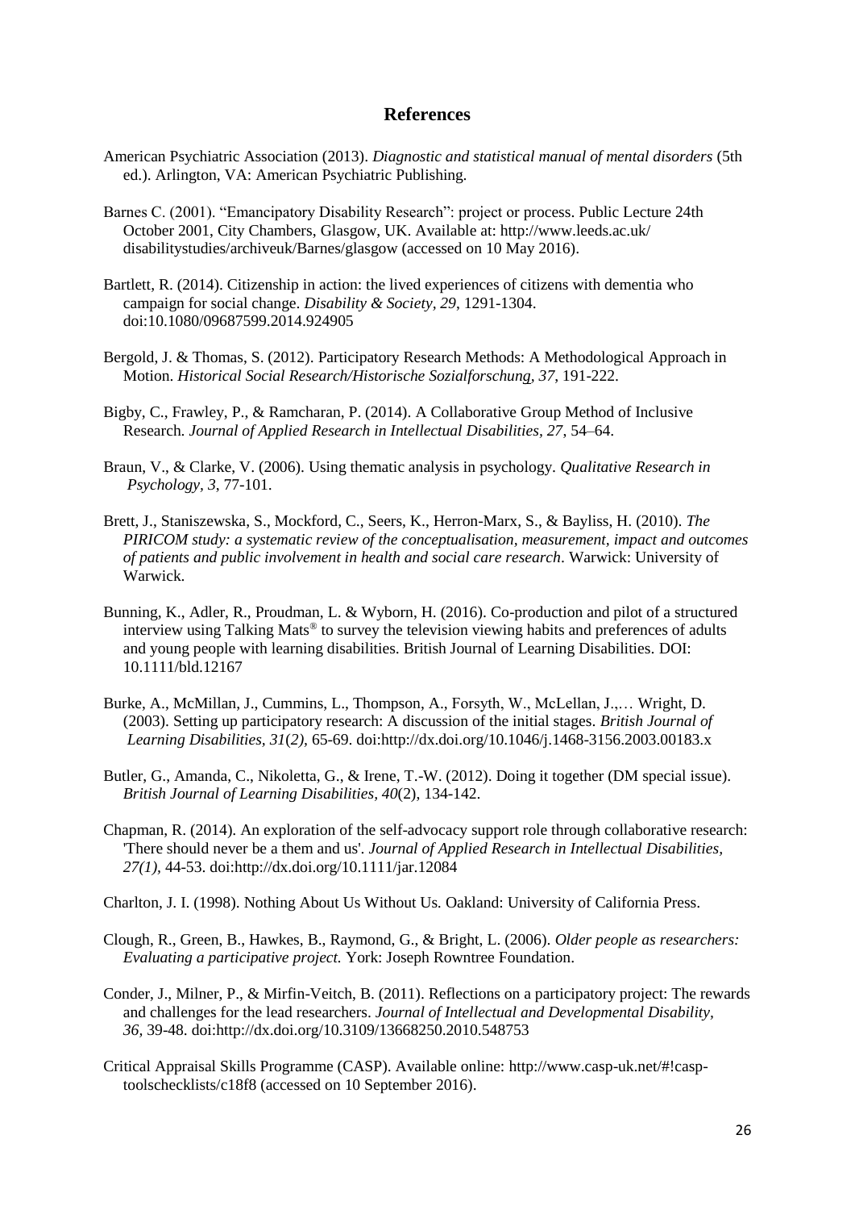## References

American Psychiatric Association (2013). *Diagnostic and statistical manual of mental disorders* (5th ed.). Arlington, VA: American Psychiatric Publishing.

Barnes C. (2001). "Emancipatory Disability Research": project or process. Public Lecture 24th October 2001, City Chambers, Glasgow, UK. Available at: http://www.leeds.ac.uk/ disabilitystudies/archiveuk/Barnes/glasgow (accessed on 10 May 2016).

Bartlett, R. (2014). Citizenship in action: the lived experiences of citizens with dementia who campaign for social change. *Disability & Society, 29*, 1291-1304. doi:10.1080/09687599.2014.924905

Bergold, J. & Thomas, S. (2012). Participatory Research Methods: A Methodological Approach in Motion. *Historical Social Research/Historische Sozialforschung, 37*, 191-222.

Bigby, C., Frawley, P., & Ramcharan, P. (2014). A Collaborative Group Method of Inclusive Research. *Journal of Applied Research in Intellectual Disabilities, 27*, 54–64.

Braun, V., & Clarke, V. (2006). Using thematic analysis in psychology. *Qualitative Research in Psychology, 3*, 77-101.

Brett, J., Staniszewska, S., Mockford, C., Seers, K., Herron-Marx, S., & Bayliss, H. (2010). *The PIRICOM study: a systematic review of the conceptualisation, measurement, impact and outcomes of patients and public involvement in health and social care research*. Warwick: University of Warwick.

Bunning, K., Adler, R., Proudman, L. & Wyborn, H. (2016). Co-production and pilot of a structured interview using Talking Mats® to survey the television viewing habits and preferences of adults and young people with learning disabilities. British Journal of Learning Disabilities. DOI: 10.1111/bld.12167

Burke, A., McMillan, J., Cummins, L., Thompson, A., Forsyth, W., McLellan, J.,… Wright, D. (2003). Setting up participatory research: A discussion of the initial stages. *British Journal of Learning Disabilities, 31*(*2*), 65-69. doi:http://dx.doi.org/10.1046/j.1468-3156.2003.00183.x

Butler, G., Amanda, C., Nikoletta, G., & Irene, T.-W. (2012). Doing it together (DM special issue). *British Journal of Learning Disabilities, 40*(2), 134-142.

Chapman, R. (2014). An exploration of the self-advocacy support role through collaborative research: 'There should never be a them and us'. *Journal of Applied Research in Intellectual Disabilities, 27(1)*, 44-53. doi:http://dx.doi.org/10.1111/jar.12084

Charlton, J. I. (1998). Nothing About Us Without Us. Oakland: University of California Press.

Clough, R., Green, B., Hawkes, B., Raymond, G., & Bright, L. (2006). *Older people as researchers: Evaluating a participative project.* York: Joseph Rowntree Foundation.

Conder, J., Milner, P., & Mirfin-Veitch, B. (2011). Reflections on a participatory project: The rewards and challenges for the lead researchers. *Journal of Intellectual and Developmental Disability, 36*, 39-48. doi:http://dx.doi.org/10.3109/13668250.2010.548753

Critical Appraisal Skills Programme (CASP). Available online: http://www.casp-uk.net/#!casp-toolschecklists/c18f8 (accessed on 10 September 2016).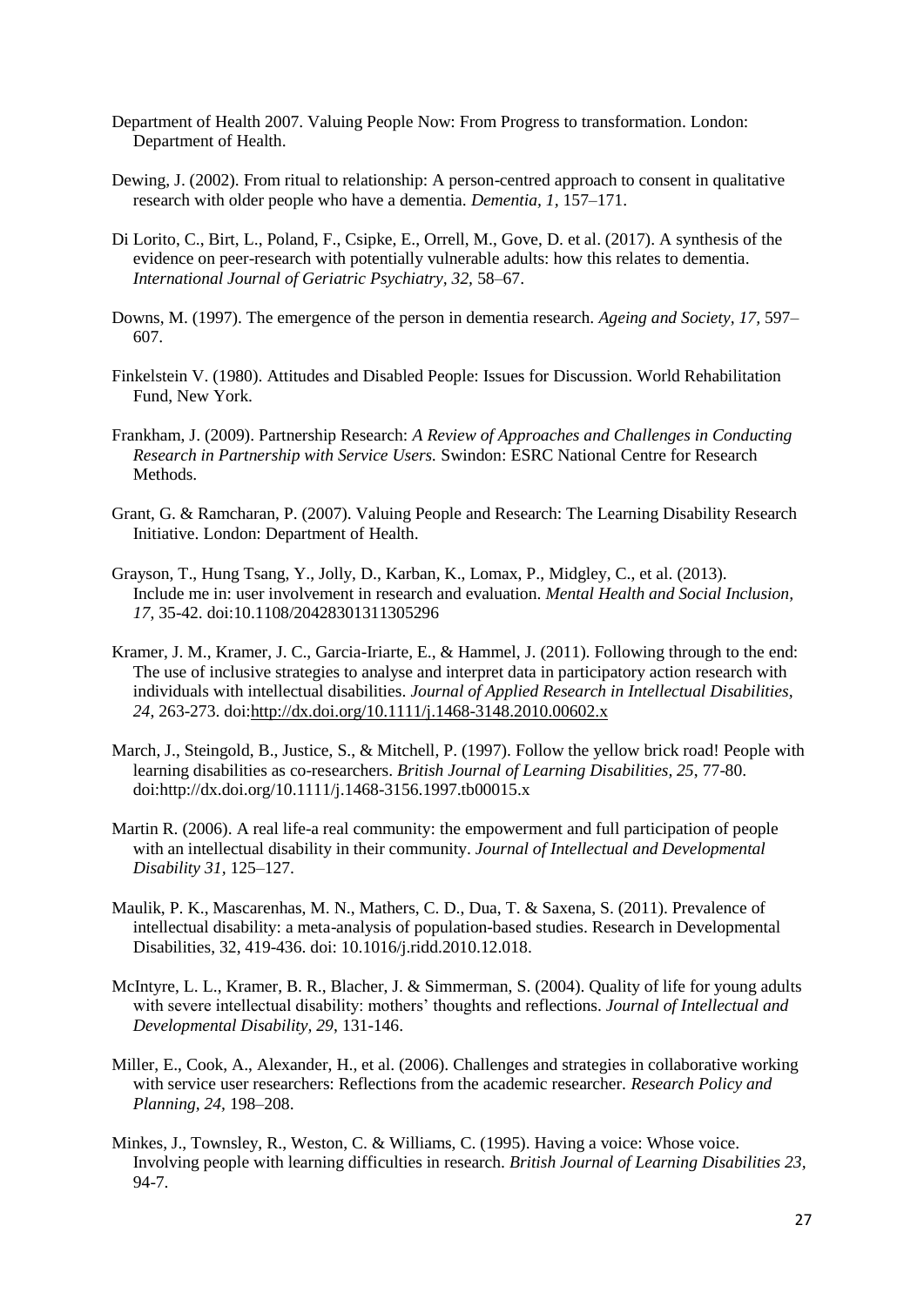Department of Health 2007. Valuing People Now: From Progress to transformation. London: Department of Health.

Dewing, J. (2002). From ritual to relationship: A person-centred approach to consent in qualitative research with older people who have a dementia. *Dementia, 1*, 157–171.

Di Lorito, C., Birt, L., Poland, F., Csipke, E., Orrell, M., Gove, D. et al. (2017). A synthesis of the evidence on peer-research with potentially vulnerable adults: how this relates to dementia. *International Journal of Geriatric Psychiatry, 32*, 58–67.

Downs, M. (1997). The emergence of the person in dementia research. *Ageing and Society, 17*, 597–607.

Finkelstein V. (1980). Attitudes and Disabled People: Issues for Discussion. World Rehabilitation Fund, New York.

Frankham, J. (2009). Partnership Research: *A Review of Approaches and Challenges in Conducting Research in Partnership with Service Users.* Swindon: ESRC National Centre for Research Methods.

Grant, G. & Ramcharan, P. (2007). Valuing People and Research: The Learning Disability Research Initiative. London: Department of Health.

Grayson, T., Hung Tsang, Y., Jolly, D., Karban, K., Lomax, P., Midgley, C., et al. (2013). Include me in: user involvement in research and evaluation. *Mental Health and Social Inclusion, 17*, 35-42. doi:10.1108/20428301311305296

Kramer, J. M., Kramer, J. C., Garcia-Iriarte, E., & Hammel, J. (2011). Following through to the end: The use of inclusive strategies to analyse and interpret data in participatory action research with individuals with intellectual disabilities. *Journal of Applied Research in Intellectual Disabilities, 24*, 263-273. doi:http://dx.doi.org/10.1111/j.1468-3148.2010.00602.x

March, J., Steingold, B., Justice, S., & Mitchell, P. (1997). Follow the yellow brick road! People with learning disabilities as co-researchers. *British Journal of Learning Disabilities, 25*, 77-80. doi:http://dx.doi.org/10.1111/j.1468-3156.1997.tb00015.x

Martin R. (2006). A real life-a real community: the empowerment and full participation of people with an intellectual disability in their community. *Journal of Intellectual and Developmental Disability 31*, 125–127.

Maulik, P. K., Mascarenhas, M. N., Mathers, C. D., Dua, T. & Saxena, S. (2011). Prevalence of intellectual disability: a meta-analysis of population-based studies. Research in Developmental Disabilities, 32, 419-436. doi: 10.1016/j.ridd.2010.12.018.

McIntyre, L. L., Kramer, B. R., Blacher, J. & Simmerman, S. (2004). Quality of life for young adults with severe intellectual disability: mothers' thoughts and reflections. *Journal of Intellectual and Developmental Disability, 29*, 131-146.

Miller, E., Cook, A., Alexander, H., et al. (2006). Challenges and strategies in collaborative working with service user researchers: Reflections from the academic researcher. *Research Policy and Planning, 24*, 198–208.

Minkes, J., Townsley, R., Weston, C. & Williams, C. (1995). Having a voice: Whose voice. Involving people with learning difficulties in research. *British Journal of Learning Disabilities 23*, 94-7.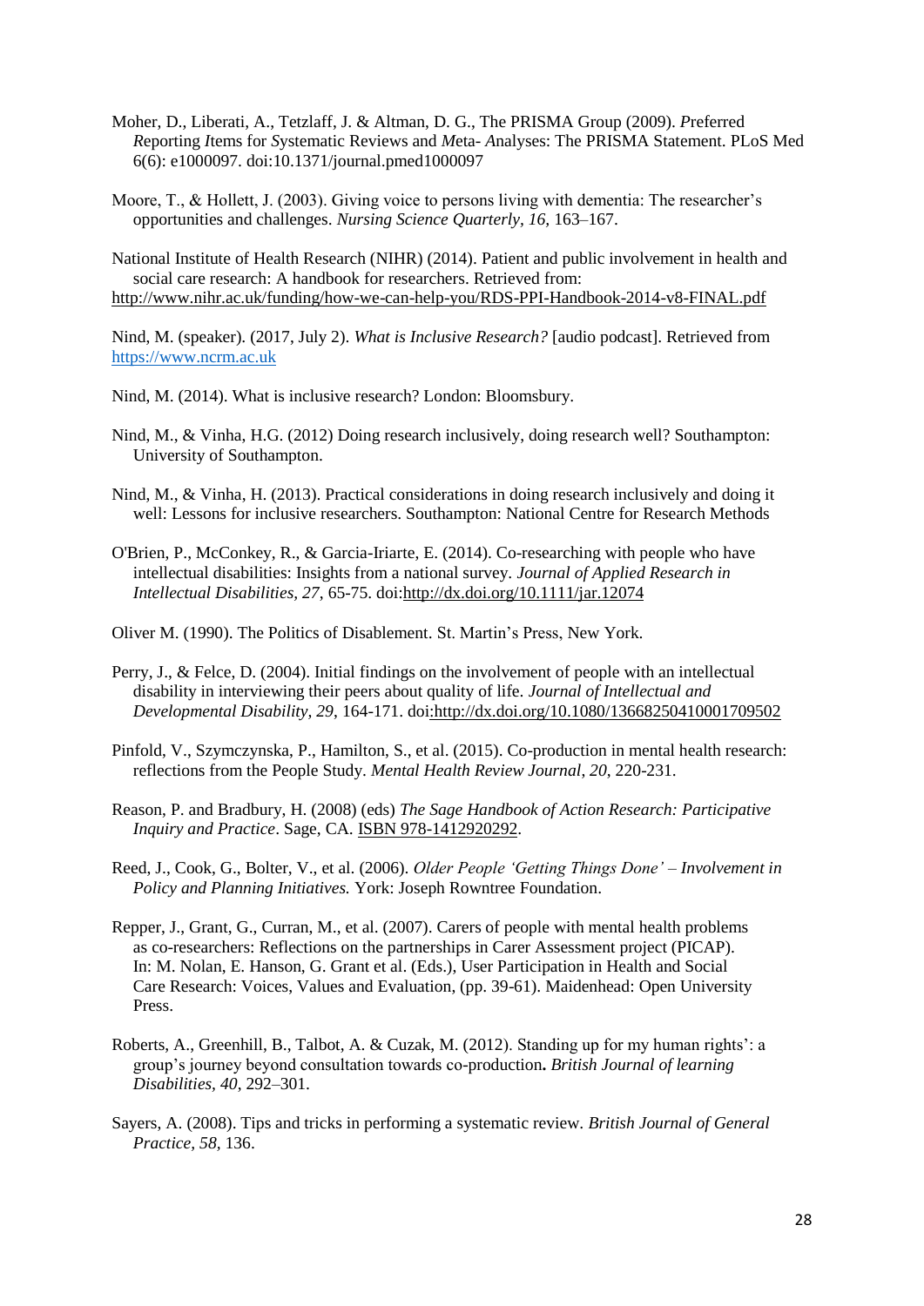Moher, D., Liberati, A., Tetzlaff, J. & Altman, D. G., The PRISMA Group (2009). *P*referred *R*eporting *I*tems for *S*ystematic Reviews and *M*eta- *A*nalyses: The PRISMA Statement. PLoS Med 6(6): e1000097. doi:10.1371/journal.pmed1000097

Moore, T., & Hollett, J. (2003). Giving voice to persons living with dementia: The researcher's opportunities and challenges. *Nursing Science Quarterly, 16,* 163–167.

National Institute of Health Research (NIHR) (2014). Patient and public involvement in health and social care research: A handbook for researchers. Retrieved from: http://www.nihr.ac.uk/funding/how-we-can-help-you/RDS-PPI-Handbook-2014-v8-FINAL.pdf

Nind, M. (speaker). (2017, July 2). *What is Inclusive Research?* [audio podcast]. Retrieved from https://www.ncrm.ac.uk

Nind, M. (2014). What is inclusive research? London: Bloomsbury.

Nind, M., & Vinha, H.G. (2012) Doing research inclusively, doing research well? Southampton: University of Southampton.

Nind, M., & Vinha, H. (2013). Practical considerations in doing research inclusively and doing it well: Lessons for inclusive researchers. Southampton: National Centre for Research Methods

O'Brien, P., McConkey, R., & Garcia-Iriarte, E. (2014). Co-researching with people who have intellectual disabilities: Insights from a national survey. *Journal of Applied Research in Intellectual Disabilities, 27*, 65-75. doi:http://dx.doi.org/10.1111/jar.12074

Oliver M. (1990). The Politics of Disablement. St. Martin's Press, New York.

Perry, J., & Felce, D. (2004). Initial findings on the involvement of people with an intellectual disability in interviewing their peers about quality of life. *Journal of Intellectual and Developmental Disability, 29*, 164-171. doi:http://dx.doi.org/10.1080/13668250410001709502

Pinfold, V., Szymczynska, P., Hamilton, S., et al. (2015). Co-production in mental health research: reflections from the People Study. *Mental Health Review Journal, 20*, 220-231.

Reason, P. and Bradbury, H. (2008) (eds) *The Sage Handbook of Action Research: Participative Inquiry and Practice*. Sage, CA. ISBN 978-1412920292.

Reed, J., Cook, G., Bolter, V., et al. (2006). *Older People 'Getting Things Done' – Involvement in Policy and Planning Initiatives.* York: Joseph Rowntree Foundation.

Repper, J., Grant, G., Curran, M., et al. (2007). Carers of people with mental health problems as co-researchers: Reflections on the partnerships in Carer Assessment project (PICAP). In: M. Nolan, E. Hanson, G. Grant et al. (Eds.), User Participation in Health and Social Care Research: Voices, Values and Evaluation, (pp. 39-61). Maidenhead: Open University Press.

Roberts, A., Greenhill, B., Talbot, A. & Cuzak, M. (2012). Standing up for my human rights': a group's journey beyond consultation towards co-production**.** *British Journal of learning Disabilities, 40*, 292–301.

Sayers, A. (2008). Tips and tricks in performing a systematic review. *British Journal of General Practice, 58,* 136.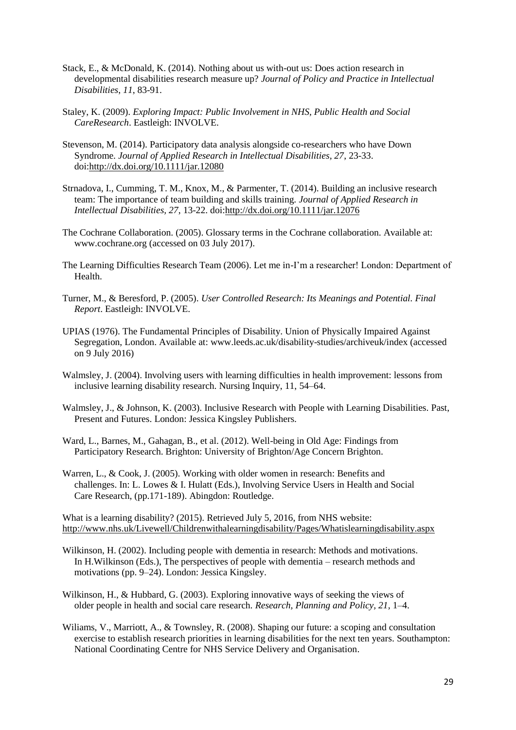Stack, E., & McDonald, K. (2014). Nothing about us with-out us: Does action research in developmental disabilities research measure up? *Journal of Policy and Practice in Intellectual Disabilities, 11*, 83-91.

Staley, K. (2009). *Exploring Impact: Public Involvement in NHS, Public Health and Social CareResearch*. Eastleigh: INVOLVE.

Stevenson, M. (2014). Participatory data analysis alongside co-researchers who have Down Syndrome. *Journal of Applied Research in Intellectual Disabilities, 27*, 23-33. doi:http://dx.doi.org/10.1111/jar.12080

Strnadova, I., Cumming, T. M., Knox, M., & Parmenter, T. (2014). Building an inclusive research team: The importance of team building and skills training. *Journal of Applied Research in Intellectual Disabilities, 27*, 13-22. doi:http://dx.doi.org/10.1111/jar.12076

The Cochrane Collaboration. (2005). Glossary terms in the Cochrane collaboration. Available at: www.cochrane.org (accessed on 03 July 2017).

The Learning Difficulties Research Team (2006). Let me in-I'm a researcher! London: Department of Health.

Turner, M., & Beresford, P. (2005). *User Controlled Research: Its Meanings and Potential. Final Report*. Eastleigh: INVOLVE.

UPIAS (1976). The Fundamental Principles of Disability. Union of Physically Impaired Against Segregation, London. Available at: www.leeds.ac.uk/disability-studies/archiveuk/index (accessed on 9 July 2016)

Walmsley, J. (2004). Involving users with learning difficulties in health improvement: lessons from inclusive learning disability research. Nursing Inquiry, 11, 54–64.

Walmsley, J., & Johnson, K. (2003). Inclusive Research with People with Learning Disabilities. Past, Present and Futures. London: Jessica Kingsley Publishers.

Ward, L., Barnes, M., Gahagan, B., et al. (2012). Well-being in Old Age: Findings from Participatory Research. Brighton: University of Brighton/Age Concern Brighton.

Warren, L., & Cook, J. (2005). Working with older women in research: Benefits and challenges. In: L. Lowes & I. Hulatt (Eds.), Involving Service Users in Health and Social Care Research, (pp.171-189). Abingdon: Routledge.

What is a learning disability? (2015). Retrieved July 5, 2016, from NHS website: http://www.nhs.uk/Livewell/Childrenwithalearningdisability/Pages/Whatislearningdisability.aspx

Wilkinson, H. (2002). Including people with dementia in research: Methods and motivations. In H.Wilkinson (Eds.), The perspectives of people with dementia – research methods and motivations (pp. 9–24). London: Jessica Kingsley.

Wilkinson, H., & Hubbard, G. (2003). Exploring innovative ways of seeking the views of older people in health and social care research. *Research, Planning and Policy, 21*, 1–4.

Wiliams, V., Marriott, A., & Townsley, R. (2008). Shaping our future: a scoping and consultation exercise to establish research priorities in learning disabilities for the next ten years. Southampton: National Coordinating Centre for NHS Service Delivery and Organisation.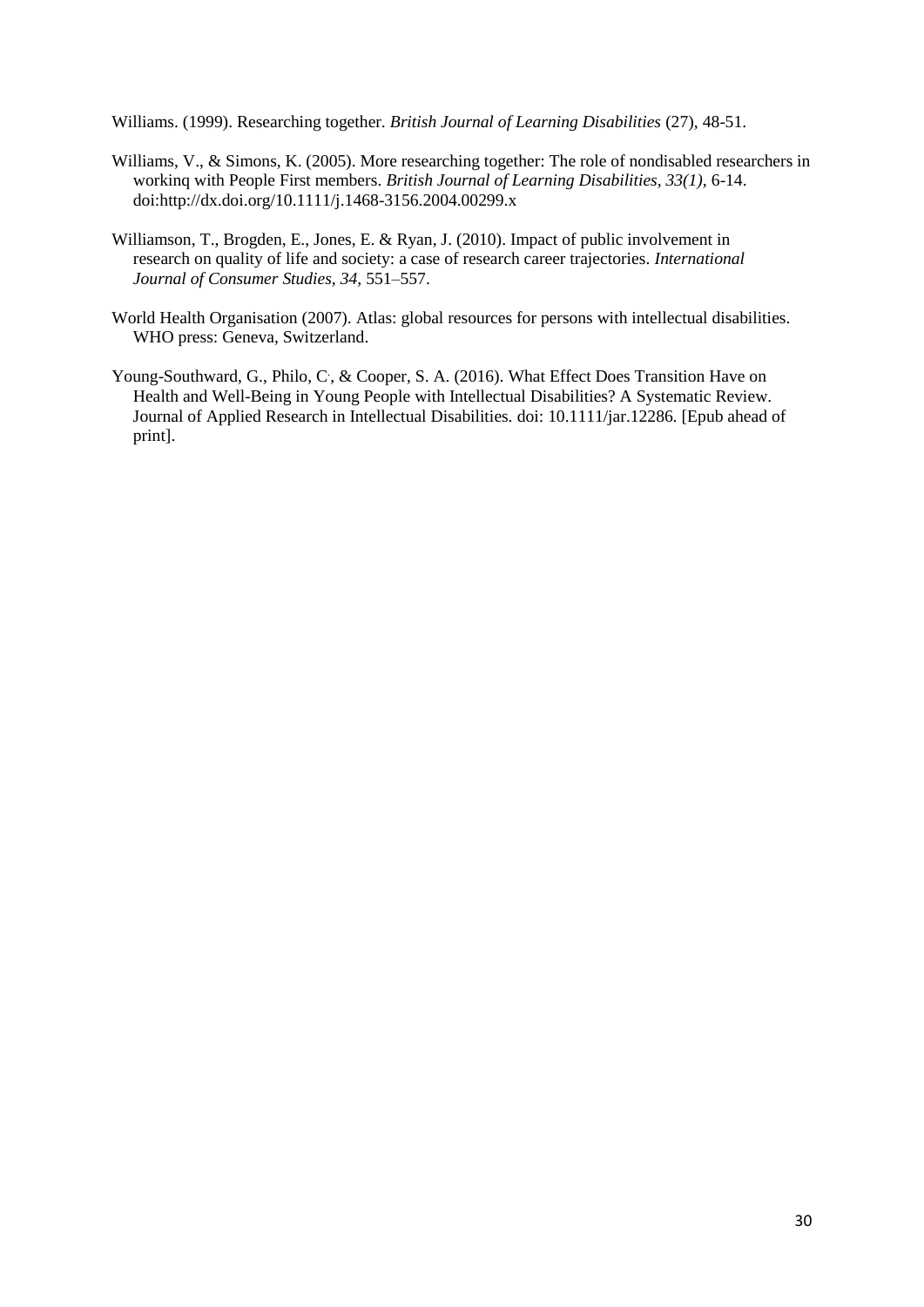Williams. (1999). Researching together. *British Journal of Learning Disabilities* (27), 48-51.

Williams, V., & Simons, K. (2005). More researching together: The role of nondisabled researchers in workinq with People First members. *British Journal of Learning Disabilities, 33(1),* 6-14. doi:http://dx.doi.org/10.1111/j.1468-3156.2004.00299.x

Williamson, T., Brogden, E., Jones, E. & Ryan, J. (2010). Impact of public involvement in research on quality of life and society: a case of research career trajectories. *International Journal of Consumer Studies, 34,* 551–557.

World Health Organisation (2007). Atlas: global resources for persons with intellectual disabilities. WHO press: Geneva, Switzerland.

Young-Southward, G., Philo, C., & Cooper, S. A. (2016). What Effect Does Transition Have on Health and Well-Being in Young People with Intellectual Disabilities? A Systematic Review. Journal of Applied Research in Intellectual Disabilities. doi: 10.1111/jar.12286. [Epub ahead of print].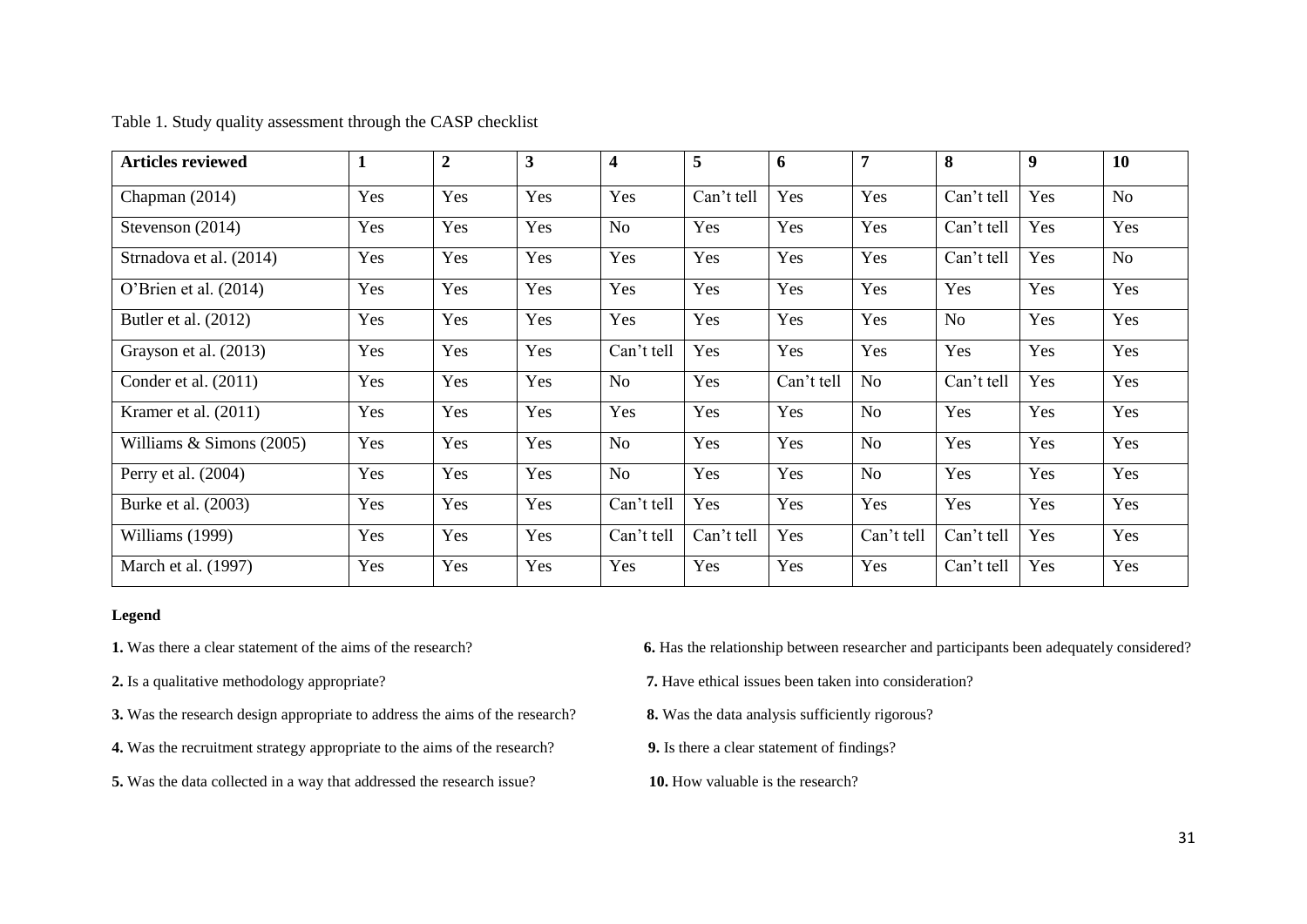Table 1. Study quality assessment through the CASP checklist

| Articles reviewed | 1 | 2 | 3 | 4 | 5 | 6 | 7 | 8 | 9 | 10 |
|---|---|---|---|---|---|---|---|---|---|---|
| Chapman (2014) | Yes | Yes | Yes | Yes | Can't tell | Yes | Yes | Can't tell | Yes | No |
| Stevenson (2014) | Yes | Yes | Yes | No | Yes | Yes | Yes | Can't tell | Yes | Yes |
| Strnadova et al. (2014) | Yes | Yes | Yes | Yes | Yes | Yes | Yes | Can't tell | Yes | No |
| O'Brien et al. (2014) | Yes | Yes | Yes | Yes | Yes | Yes | Yes | Yes | Yes | Yes |
| Butler et al. (2012) | Yes | Yes | Yes | Yes | Yes | Yes | Yes | No | Yes | Yes |
| Grayson et al. (2013) | Yes | Yes | Yes | Can't tell | Yes | Yes | Yes | Yes | Yes | Yes |
| Conder et al. (2011) | Yes | Yes | Yes | No | Yes | Can't tell | No | Can't tell | Yes | Yes |
| Kramer et al. (2011) | Yes | Yes | Yes | Yes | Yes | Yes | No | Yes | Yes | Yes |
| Williams & Simons (2005) | Yes | Yes | Yes | No | Yes | Yes | No | Yes | Yes | Yes |
| Perry et al. (2004) | Yes | Yes | Yes | No | Yes | Yes | No | Yes | Yes | Yes |
| Burke et al. (2003) | Yes | Yes | Yes | Can't tell | Yes | Yes | Yes | Yes | Yes | Yes |
| Williams (1999) | Yes | Yes | Yes | Can't tell | Can't tell | Yes | Can't tell | Can't tell | Yes | Yes |
| March et al. (1997) | Yes | Yes | Yes | Yes | Yes | Yes | Yes | Can't tell | Yes | Yes |

**Legend**

**1.** Was there a clear statement of the aims of the research?

**2.** Is a qualitative methodology appropriate?

**3.** Was the research design appropriate to address the aims of the research?

**4.** Was the recruitment strategy appropriate to the aims of the research?

**5.** Was the data collected in a way that addressed the research issue?

**6.** Has the relationship between researcher and participants been adequately considered?

**7.** Have ethical issues been taken into consideration?

**8.** Was the data analysis sufficiently rigorous?

**9.** Is there a clear statement of findings?

**10.** How valuable is the research?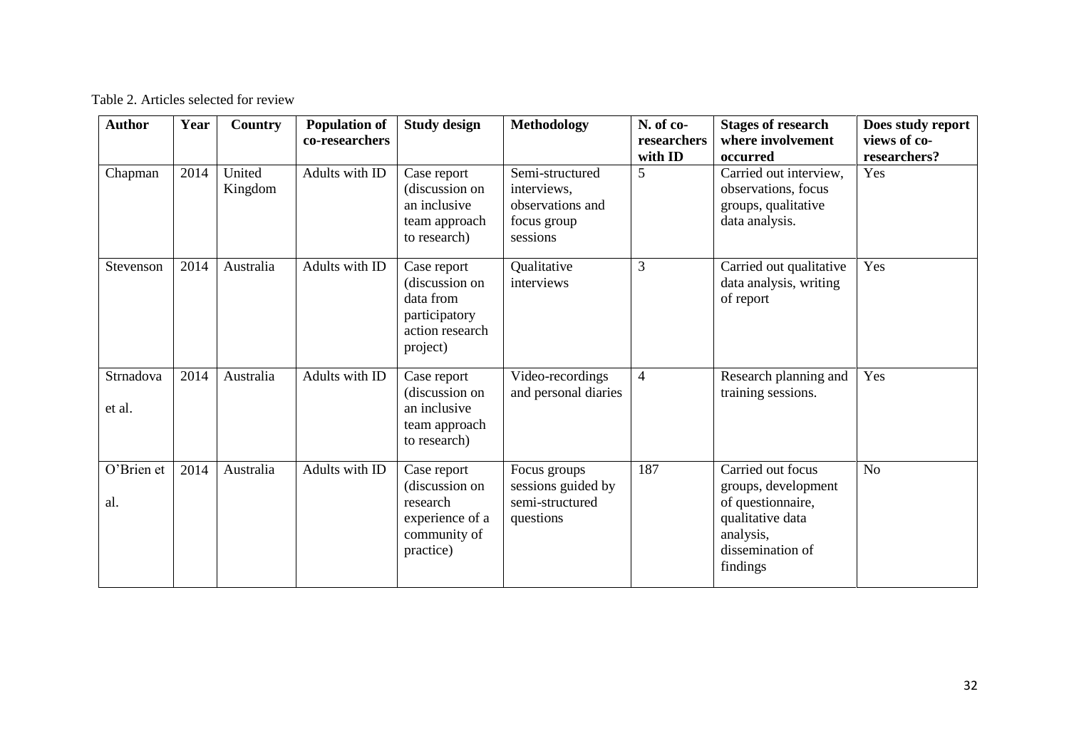Table 2. Articles selected for review

| Author | Year | Country | Population of co-researchers | Study design | Methodology | N. of co-researchers with ID | Stages of research where involvement occurred | Does study report views of co-researchers? |
|---|---|---|---|---|---|---|---|---|
| Chapman | 2014 | United Kingdom | Adults with ID | Case report (discussion on an inclusive team approach to research) | Semi-structured interviews, observations and focus group sessions | 5 | Carried out interview, observations, focus groups, qualitative data analysis. | Yes |
| Stevenson | 2014 | Australia | Adults with ID | Case report (discussion on data from participatory action research project) | Qualitative interviews | 3 | Carried out qualitative data analysis, writing of report | Yes |
| Strnadova et al. | 2014 | Australia | Adults with ID | Case report (discussion on an inclusive team approach to research) | Video-recordings and personal diaries | 4 | Research planning and training sessions. | Yes |
| O'Brien et al. | 2014 | Australia | Adults with ID | Case report (discussion on research experience of a community of practice) | Focus groups sessions guided by semi-structured questions | 187 | Carried out focus groups, development of questionnaire, qualitative data analysis, dissemination of findings | No |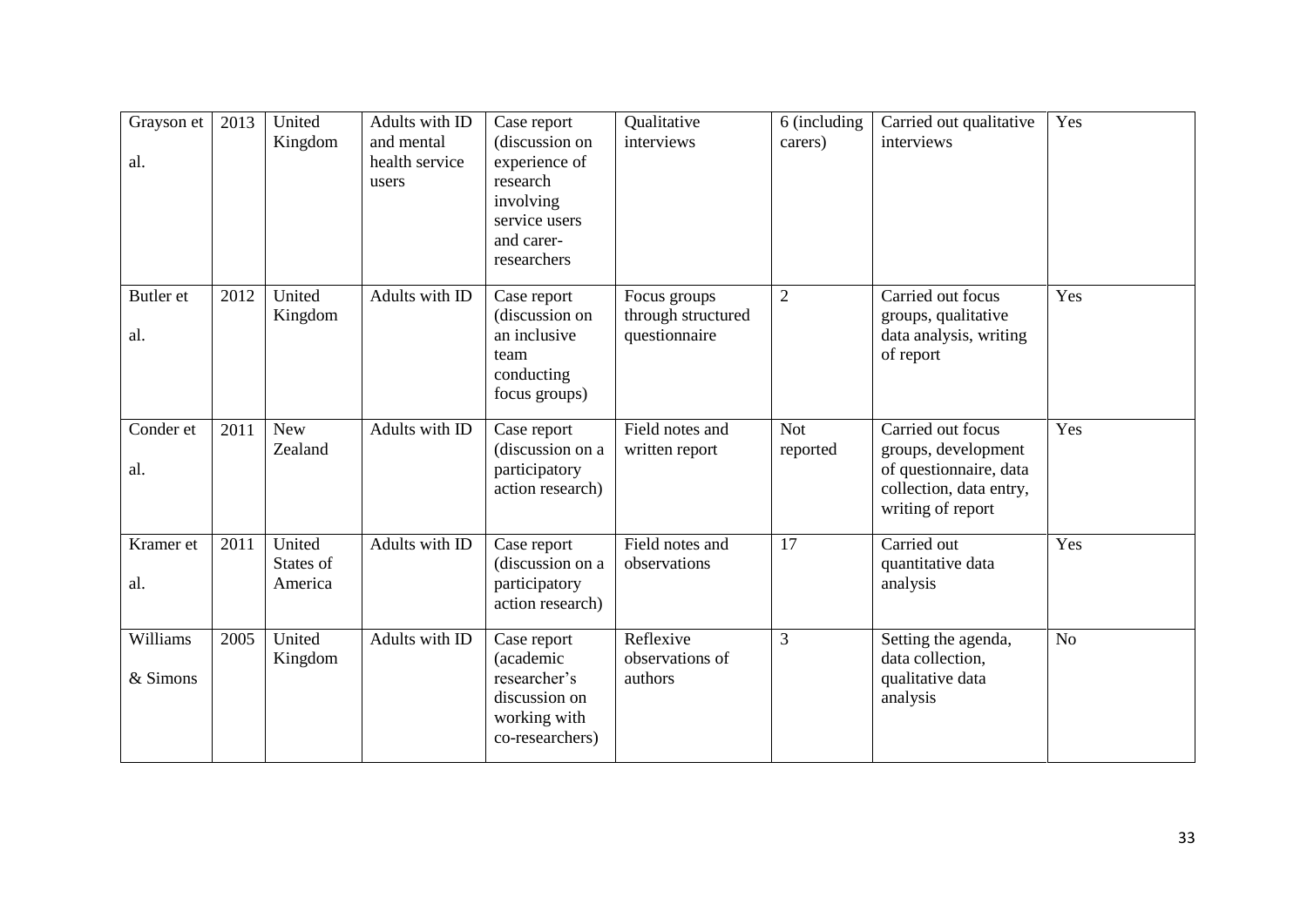| Grayson et al. | 2013 | United Kingdom | Adults with ID and mental health service users | Case report (discussion on experience of research involving service users and carer-researchers) | Qualitative interviews | 6 (including carers) | Carried out qualitative interviews | Yes |
|---|---|---|---|---|---|---|---|---|
| Butler et al. | 2012 | United Kingdom | Adults with ID | Case report (discussion on an inclusive team conducting focus groups) | Focus groups through structured questionnaire | 2 | Carried out focus groups, qualitative data analysis, writing of report | Yes |
| Conder et al. | 2011 | New Zealand | Adults with ID | Case report (discussion on a participatory action research) | Field notes and written report | Not reported | Carried out focus groups, development of questionnaire, data collection, data entry, writing of report | Yes |
| Kramer et al. | 2011 | United States of America | Adults with ID | Case report (discussion on a participatory action research) | Field notes and observations | 17 | Carried out quantitative data analysis | Yes |
| Williams & Simons | 2005 | United Kingdom | Adults with ID | Case report (academic researcher's discussion on working with co-researchers) | Reflexive observations of authors | 3 | Setting the agenda, data collection, qualitative data analysis | No |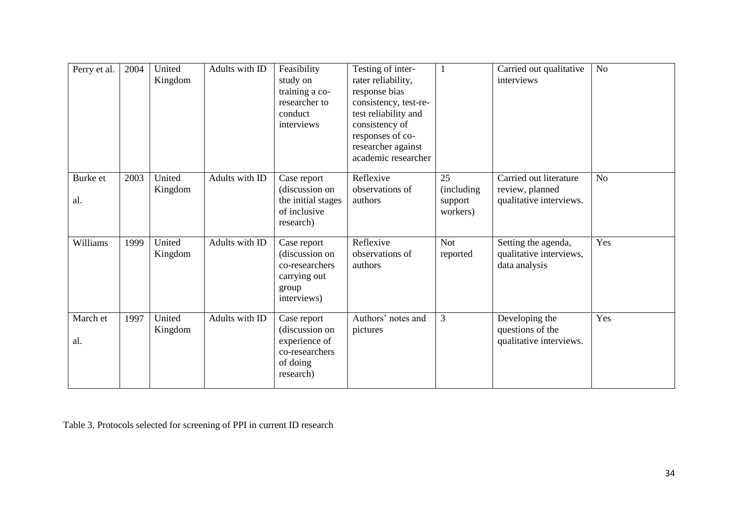| | | | | | | | | |
|---|---|---|---|---|---|---|---|---|
| Perry et al. | 2004 | United Kingdom | Adults with ID | Feasibility study on training a co-researcher to conduct interviews | Testing of inter-rater reliability, response bias consistency, test-re-test reliability and consistency of responses of co-researcher against academic researcher | 1 | Carried out qualitative interviews | No |
| Burke et al. | 2003 | United Kingdom | Adults with ID | Case report (discussion on the initial stages of inclusive research) | Reflexive observations of authors | 25 (including support workers) | Carried out literature review, planned qualitative interviews. | No |
| Williams | 1999 | United Kingdom | Adults with ID | Case report (discussion on co-researchers carrying out group interviews) | Reflexive observations of authors | Not reported | Setting the agenda, qualitative interviews, data analysis | Yes |
| March et al. | 1997 | United Kingdom | Adults with ID | Case report (discussion on experience of co-researchers of doing research) | Authors' notes and pictures | 3 | Developing the questions of the qualitative interviews. | Yes |

Table 3. Protocols selected for screening of PPI in current ID research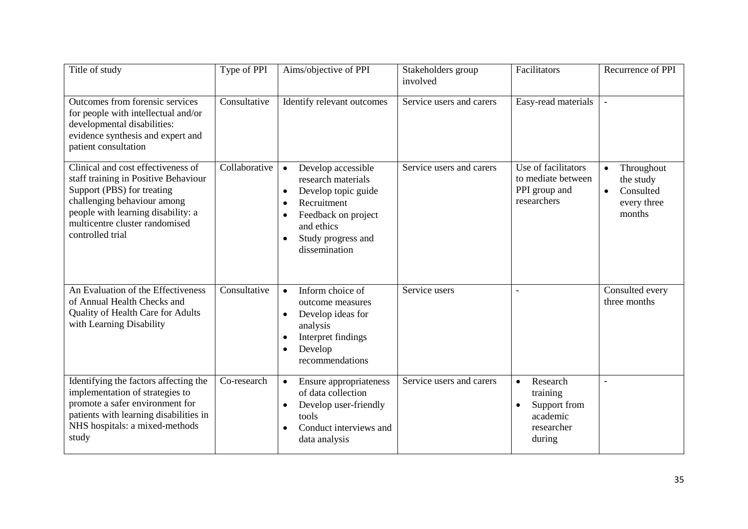| Title of study | Type of PPI | Aims/objective of PPI | Stakeholders group involved | Facilitators | Recurrence of PPI |
|---|---|---|---|---|---|
| Outcomes from forensic services for people with intellectual and/or developmental disabilities: evidence synthesis and expert and patient consultation | Consultative | Identify relevant outcomes | Service users and carers | Easy-read materials | - |
| Clinical and cost effectiveness of staff training in Positive Behaviour Support (PBS) for treating challenging behaviour among people with learning disability: a multicentre cluster randomised controlled trial | Collaborative | • Develop accessible research materials<br>• Develop topic guide<br>• Recruitment<br>• Feedback on project and ethics<br>• Study progress and dissemination | Service users and carers | Use of facilitators to mediate between PPI group and researchers | • Throughout the study<br>• Consulted every three months |
| An Evaluation of the Effectiveness of Annual Health Checks and Quality of Health Care for Adults with Learning Disability | Consultative | • Inform choice of outcome measures<br>• Develop ideas for analysis<br>• Interpret findings<br>• Develop recommendations | Service users | - | Consulted every three months |
| Identifying the factors affecting the implementation of strategies to promote a safer environment for patients with learning disabilities in NHS hospitals: a mixed-methods study | Co-research | • Ensure appropriateness of data collection<br>• Develop user-friendly tools<br>• Conduct interviews and data analysis | Service users and carers | • Research training<br>• Support from academic researcher during | - |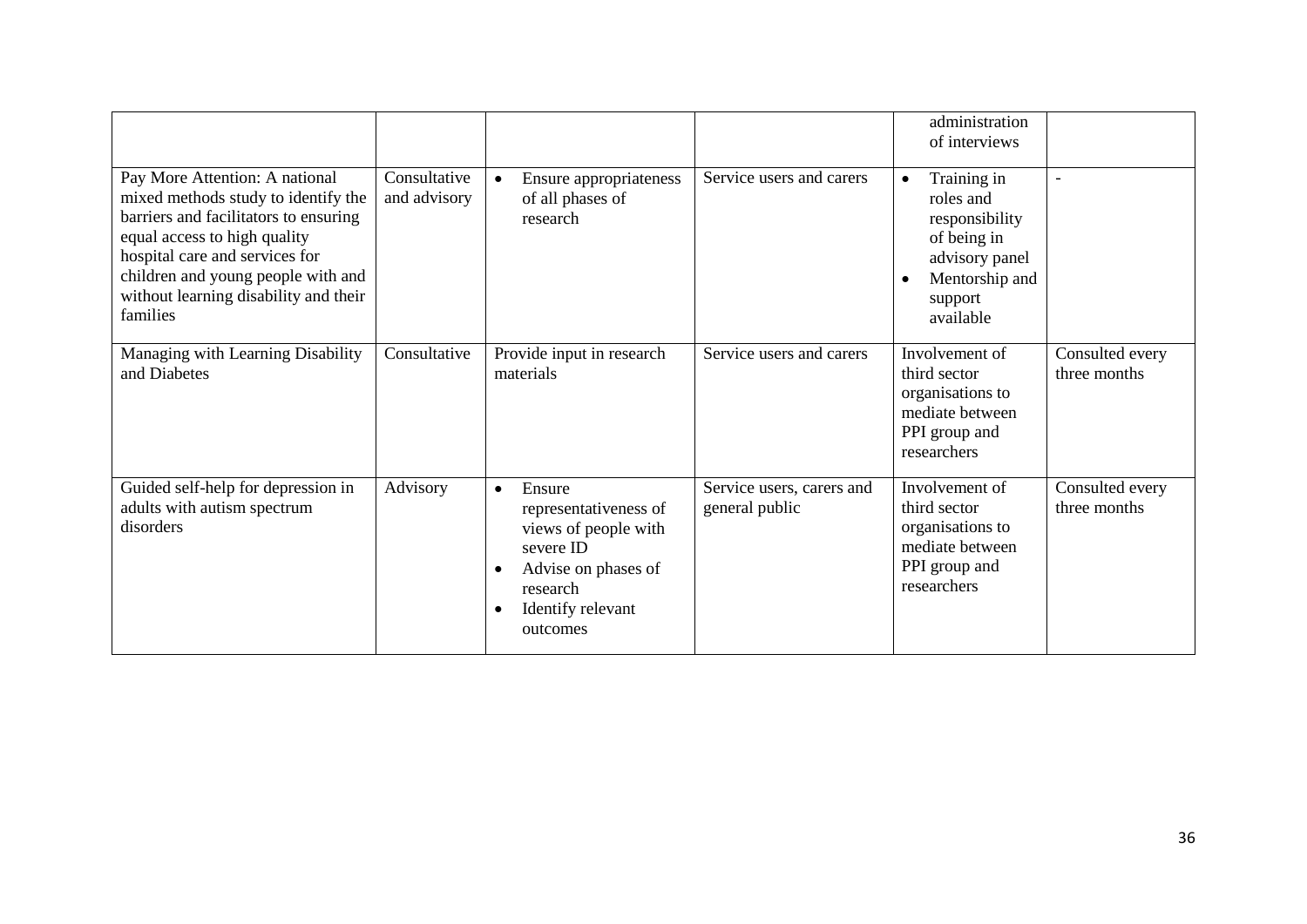| | | | | administration of interviews | |
|---|---|---|---|---|---|
| Pay More Attention: A national mixed methods study to identify the barriers and facilitators to ensuring equal access to high quality hospital care and services for children and young people with and without learning disability and their families | Consultative and advisory | • Ensure appropriateness of all phases of research | Service users and carers | • Training in roles and responsibility of being in advisory panel<br>• Mentorship and support available | - |
| Managing with Learning Disability and Diabetes | Consultative | Provide input in research materials | Service users and carers | Involvement of third sector organisations to mediate between PPI group and researchers | Consulted every three months |
| Guided self-help for depression in adults with autism spectrum disorders | Advisory | • Ensure representativeness of views of people with severe ID<br>• Advise on phases of research<br>• Identify relevant outcomes | Service users, carers and general public | Involvement of third sector organisations to mediate between PPI group and researchers | Consulted every three months |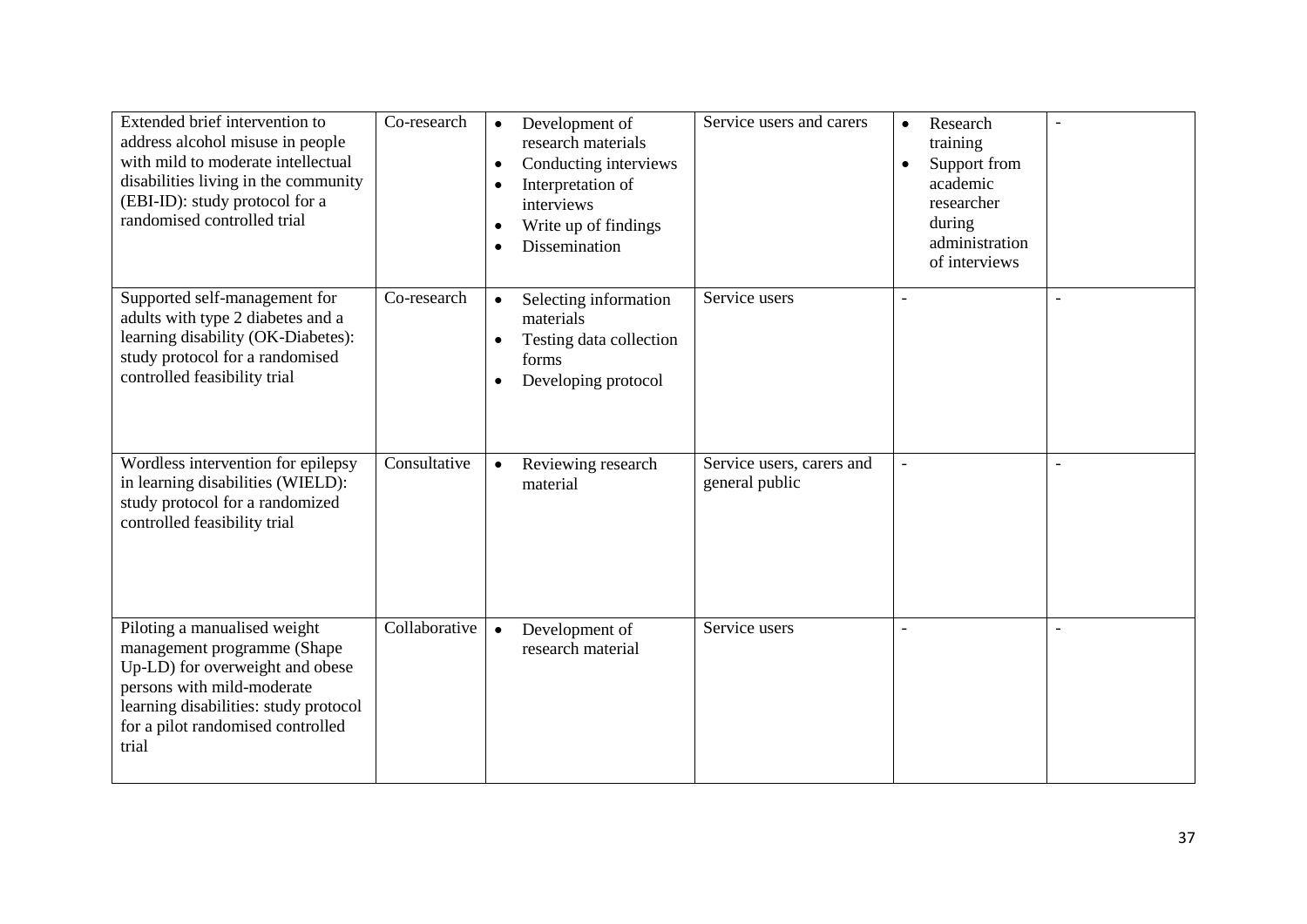| | | | | | |
|---|---|---|---|---|---|
| Extended brief intervention to address alcohol misuse in people with mild to moderate intellectual disabilities living in the community (EBI-ID): study protocol for a randomised controlled trial | Co-research | • Development of research materials<br>• Conducting interviews<br>• Interpretation of interviews<br>• Write up of findings<br>• Dissemination | Service users and carers | • Research training<br>• Support from academic researcher during administration of interviews | - |
| Supported self-management for adults with type 2 diabetes and a learning disability (OK-Diabetes): study protocol for a randomised controlled feasibility trial | Co-research | • Selecting information materials<br>• Testing data collection forms<br>• Developing protocol | Service users | - | - |
| Wordless intervention for epilepsy in learning disabilities (WIELD): study protocol for a randomized controlled feasibility trial | Consultative | • Reviewing research material | Service users, carers and general public | - | - |
| Piloting a manualised weight management programme (Shape Up-LD) for overweight and obese persons with mild-moderate learning disabilities: study protocol for a pilot randomised controlled trial | Collaborative | • Development of research material | Service users | - | - |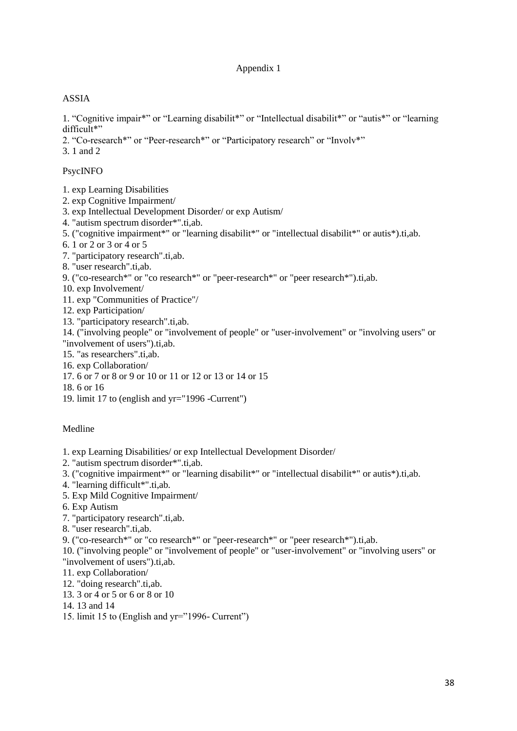# Appendix 1

## ASSIA

1. “Cognitive impair*” or “Learning disabilit*” or “Intellectual disabilit*” or “autis*” or “learning difficult*”
2. “Co-research*” or “Peer-research*” or “Participatory research” or “Involv*”
3. 1 and 2

## PsycINFO

1. exp Learning Disabilities
2. exp Cognitive Impairment/
3. exp Intellectual Development Disorder/ or exp Autism/
4. "autism spectrum disorder*".ti,ab.
5. ("cognitive impairment*" or "learning disabilit*" or "intellectual disabilit*" or autis*).ti,ab.
6. 1 or 2 or 3 or 4 or 5
7. "participatory research".ti,ab.
8. "user research".ti,ab.
9. ("co-research*" or "co research*" or "peer-research*" or "peer research*").ti,ab.
10. exp Involvement/
11. exp "Communities of Practice"/
12. exp Participation/
13. "participatory research".ti,ab.
14. ("involving people" or "involvement of people" or "user-involvement" or "involving users" or "involvement of users").ti,ab.
15. "as researchers".ti,ab.
16. exp Collaboration/
17. 6 or 7 or 8 or 9 or 10 or 11 or 12 or 13 or 14 or 15
18. 6 or 16
19. limit 17 to (english and yr="1996 -Current")

## Medline

1. exp Learning Disabilities/ or exp Intellectual Development Disorder/
2. "autism spectrum disorder*".ti,ab.
3. ("cognitive impairment*" or "learning disabilit*" or "intellectual disabilit*" or autis*).ti,ab.
4. "learning difficult*".ti,ab.
5. Exp Mild Cognitive Impairment/
6. Exp Autism
7. "participatory research".ti,ab.
8. "user research".ti,ab.
9. ("co-research*" or "co research*" or "peer-research*" or "peer research*").ti,ab.
10. ("involving people" or "involvement of people" or "user-involvement" or "involving users" or "involvement of users").ti,ab.
11. exp Collaboration/
12. "doing research".ti,ab.
13. 3 or 4 or 5 or 6 or 8 or 10
14. 13 and 14
15. limit 15 to (English and yr=”1996- Current”)